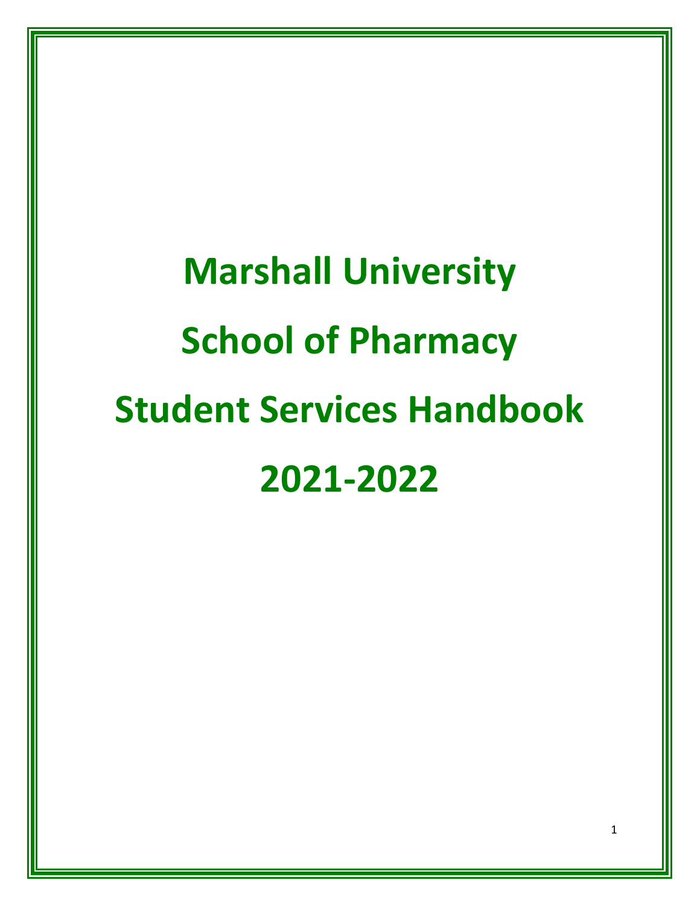# Marshall University

# School of Pharmacy

# Student Services Handbook

# 2021-2022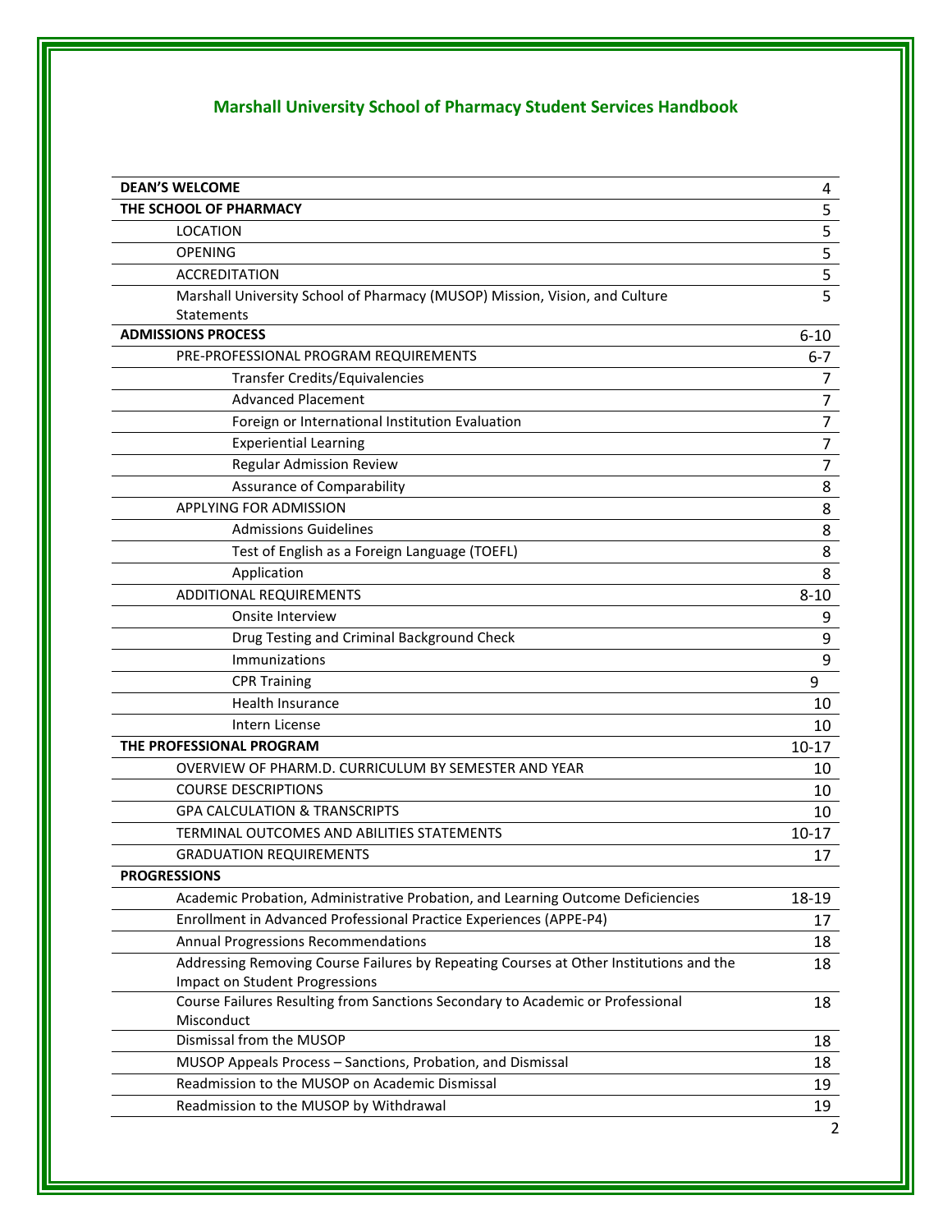# Marshall University School of Pharmacy Student Services Handbook

| | |
|---|---|
| **DEAN'S WELCOME** | 4 |
| **THE SCHOOL OF PHARMACY** | 5 |
| LOCATION | 5 |
| OPENING | 5 |
| ACCREDITATION | 5 |
| Marshall University School of Pharmacy (MUSOP) Mission, Vision, and Culture Statements | 5 |
| **ADMISSIONS PROCESS** | 6-10 |
| PRE-PROFESSIONAL PROGRAM REQUIREMENTS | 6-7 |
| Transfer Credits/Equivalencies | 7 |
| Advanced Placement | 7 |
| Foreign or International Institution Evaluation | 7 |
| Experiential Learning | 7 |
| Regular Admission Review | 7 |
| Assurance of Comparability | 8 |
| APPLYING FOR ADMISSION | 8 |
| Admissions Guidelines | 8 |
| Test of English as a Foreign Language (TOEFL) | 8 |
| Application | 8 |
| ADDITIONAL REQUIREMENTS | 8-10 |
| Onsite Interview | 9 |
| Drug Testing and Criminal Background Check | 9 |
| Immunizations | 9 |
| CPR Training | 9 |
| Health Insurance | 10 |
| Intern License | 10 |
| **THE PROFESSIONAL PROGRAM** | 10-17 |
| OVERVIEW OF PHARM.D. CURRICULUM BY SEMESTER AND YEAR | 10 |
| COURSE DESCRIPTIONS | 10 |
| GPA CALCULATION & TRANSCRIPTS | 10 |
| TERMINAL OUTCOMES AND ABILITIES STATEMENTS | 10-17 |
| GRADUATION REQUIREMENTS | 17 |
| **PROGRESSIONS** | |
| Academic Probation, Administrative Probation, and Learning Outcome Deficiencies | 18-19 |
| Enrollment in Advanced Professional Practice Experiences (APPE-P4) | 17 |
| Annual Progressions Recommendations | 18 |
| Addressing Removing Course Failures by Repeating Courses at Other Institutions and the Impact on Student Progressions | 18 |
| Course Failures Resulting from Sanctions Secondary to Academic or Professional Misconduct | 18 |
| Dismissal from the MUSOP | 18 |
| MUSOP Appeals Process – Sanctions, Probation, and Dismissal | 18 |
| Readmission to the MUSOP on Academic Dismissal | 19 |
| Readmission to the MUSOP by Withdrawal | 19 |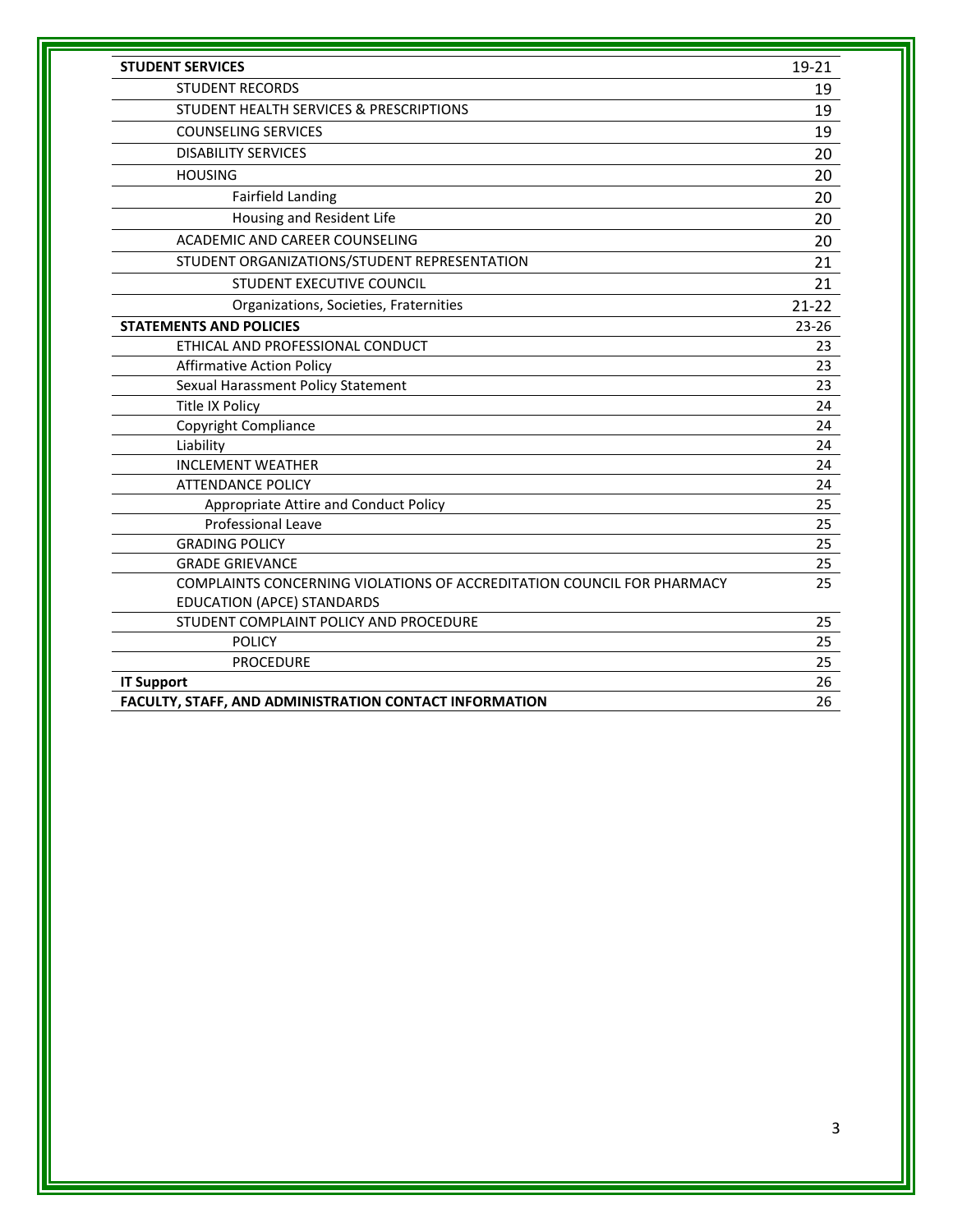| | |
|---|---|
| **STUDENT SERVICES** | 19-21 |
| STUDENT RECORDS | 19 |
| STUDENT HEALTH SERVICES & PRESCRIPTIONS | 19 |
| COUNSELING SERVICES | 19 |
| DISABILITY SERVICES | 20 |
| HOUSING | 20 |
| Fairfield Landing | 20 |
| Housing and Resident Life | 20 |
| ACADEMIC AND CAREER COUNSELING | 20 |
| STUDENT ORGANIZATIONS/STUDENT REPRESENTATION | 21 |
| STUDENT EXECUTIVE COUNCIL | 21 |
| Organizations, Societies, Fraternities | 21-22 |
| **STATEMENTS AND POLICIES** | 23-26 |
| ETHICAL AND PROFESSIONAL CONDUCT | 23 |
| Affirmative Action Policy | 23 |
| Sexual Harassment Policy Statement | 23 |
| Title IX Policy | 24 |
| Copyright Compliance | 24 |
| Liability | 24 |
| INCLEMENT WEATHER | 24 |
| ATTENDANCE POLICY | 24 |
| Appropriate Attire and Conduct Policy | 25 |
| Professional Leave | 25 |
| GRADING POLICY | 25 |
| GRADE GRIEVANCE | 25 |
| COMPLAINTS CONCERNING VIOLATIONS OF ACCREDITATION COUNCIL FOR PHARMACY EDUCATION (APCE) STANDARDS | 25 |
| STUDENT COMPLAINT POLICY AND PROCEDURE | 25 |
| POLICY | 25 |
| PROCEDURE | 25 |
| **IT Support** | 26 |
| **FACULTY, STAFF, AND ADMINISTRATION CONTACT INFORMATION** | 26 |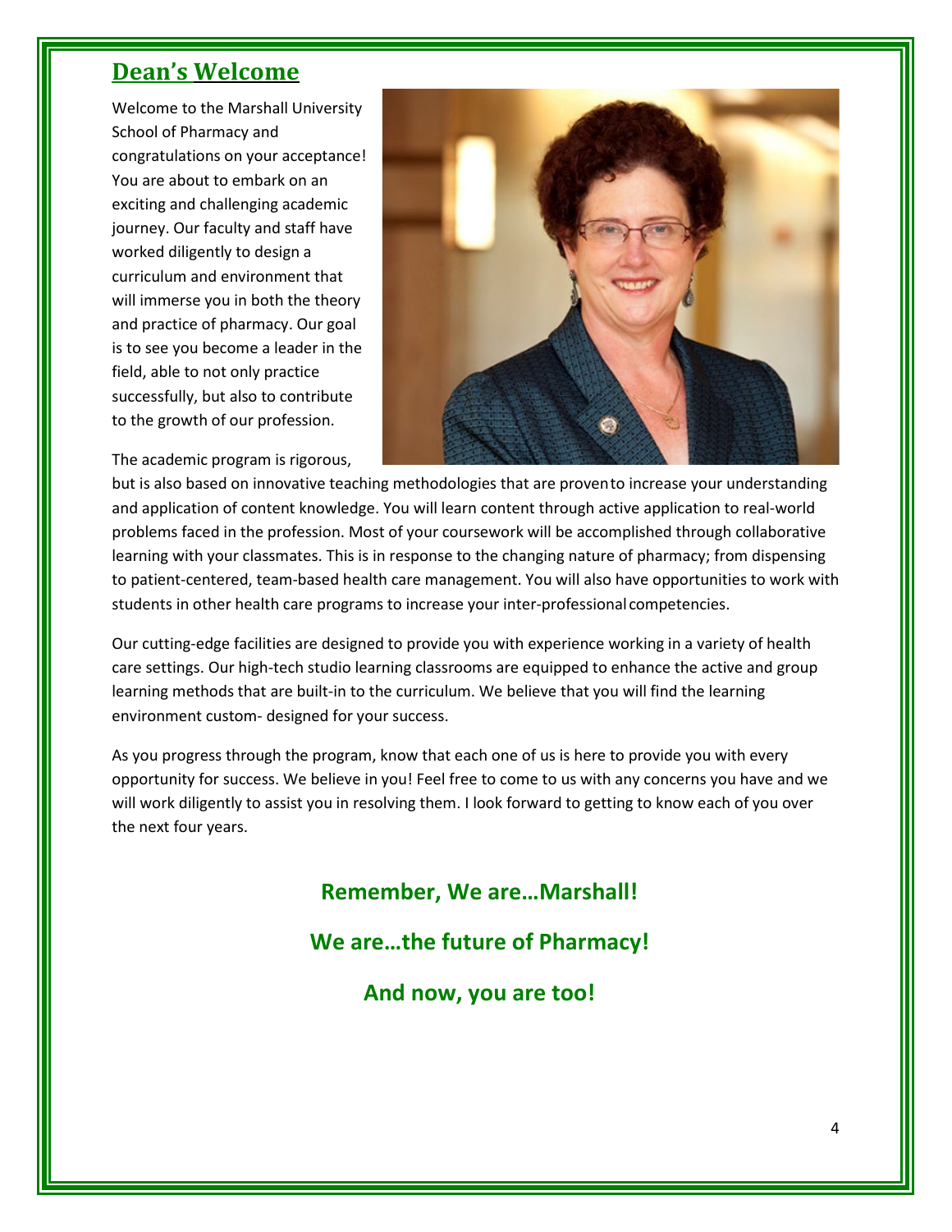## Dean's Welcome

Welcome to the Marshall University School of Pharmacy and congratulations on your acceptance! You are about to embark on an exciting and challenging academic journey. Our faculty and staff have worked diligently to design a curriculum and environment that will immerse you in both the theory and practice of pharmacy. Our goal is to see you become a leader in the field, able to not only practice successfully, but also to contribute to the growth of our profession.

The academic program is rigorous, but is also based on innovative teaching methodologies that are proven to increase your understanding and application of content knowledge. You will learn content through active application to real-world problems faced in the profession. Most of your coursework will be accomplished through collaborative learning with your classmates. This is in response to the changing nature of pharmacy; from dispensing to patient-centered, team-based health care management. You will also have opportunities to work with students in other health care programs to increase your inter-professional competencies.

Our cutting-edge facilities are designed to provide you with experience working in a variety of health care settings. Our high-tech studio learning classrooms are equipped to enhance the active and group learning methods that are built-in to the curriculum. We believe that you will find the learning environment custom- designed for your success.

As you progress through the program, know that each one of us is here to provide you with every opportunity for success. We believe in you! Feel free to come to us with any concerns you have and we will work diligently to assist you in resolving them. I look forward to getting to know each of you over the next four years.

**Remember, We are…Marshall!**

**We are…the future of Pharmacy!**

**And now, you are too!**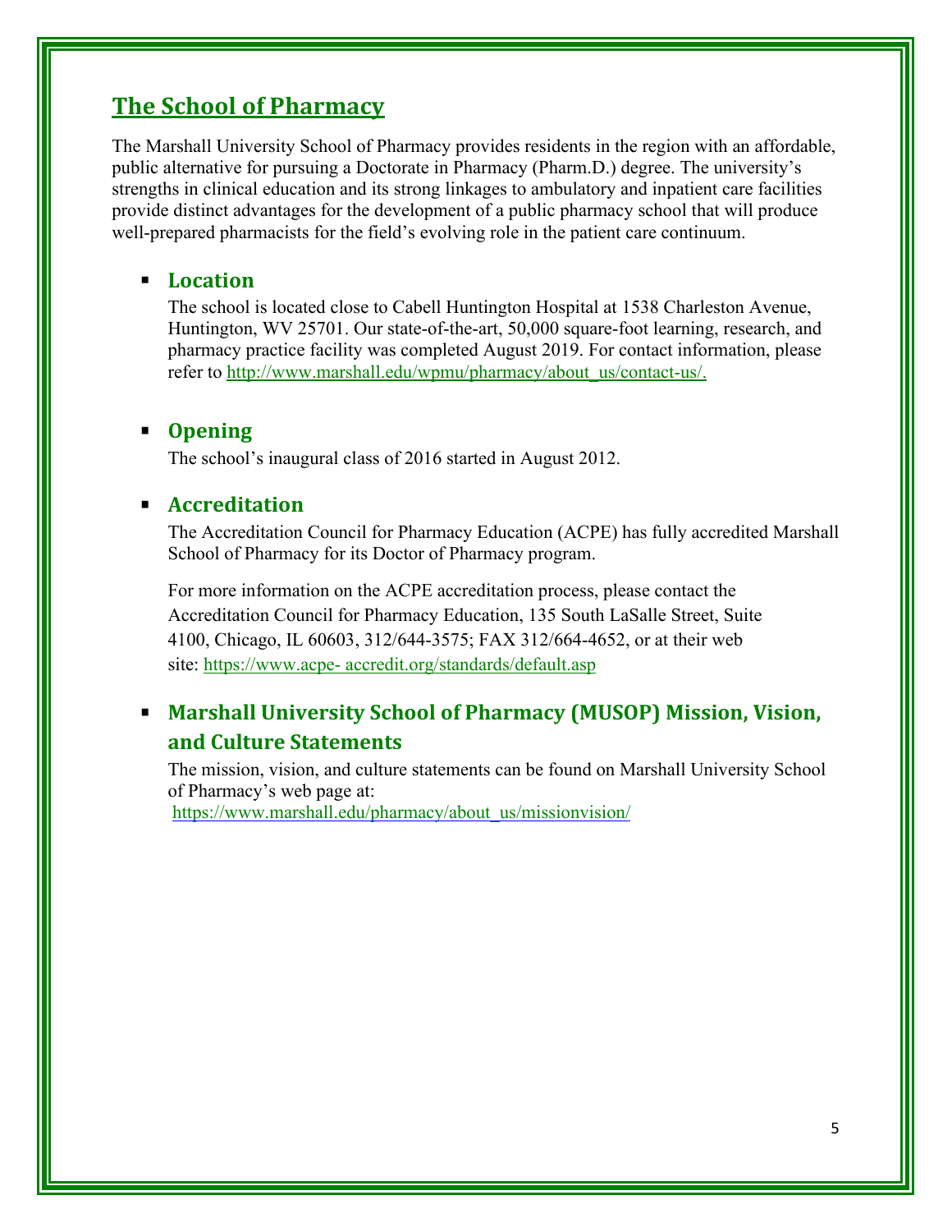## The School of Pharmacy

The Marshall University School of Pharmacy provides residents in the region with an affordable, public alternative for pursuing a Doctorate in Pharmacy (Pharm.D.) degree. The university's strengths in clinical education and its strong linkages to ambulatory and inpatient care facilities provide distinct advantages for the development of a public pharmacy school that will produce well-prepared pharmacists for the field's evolving role in the patient care continuum.

- **Location**

  The school is located close to Cabell Huntington Hospital at 1538 Charleston Avenue, Huntington, WV 25701. Our state-of-the-art, 50,000 square-foot learning, research, and pharmacy practice facility was completed August 2019. For contact information, please refer to http://www.marshall.edu/wpmu/pharmacy/about_us/contact-us/.

- **Opening**

  The school's inaugural class of 2016 started in August 2012.

- **Accreditation**

  The Accreditation Council for Pharmacy Education (ACPE) has fully accredited Marshall School of Pharmacy for its Doctor of Pharmacy program.

  For more information on the ACPE accreditation process, please contact the Accreditation Council for Pharmacy Education, 135 South LaSalle Street, Suite 4100, Chicago, IL 60603, 312/644-3575; FAX 312/664-4652, or at their web site: https://www.acpe- accredit.org/standards/default.asp

- **Marshall University School of Pharmacy (MUSOP) Mission, Vision, and Culture Statements**

  The mission, vision, and culture statements can be found on Marshall University School of Pharmacy's web page at:
  https://www.marshall.edu/pharmacy/about_us/missionvision/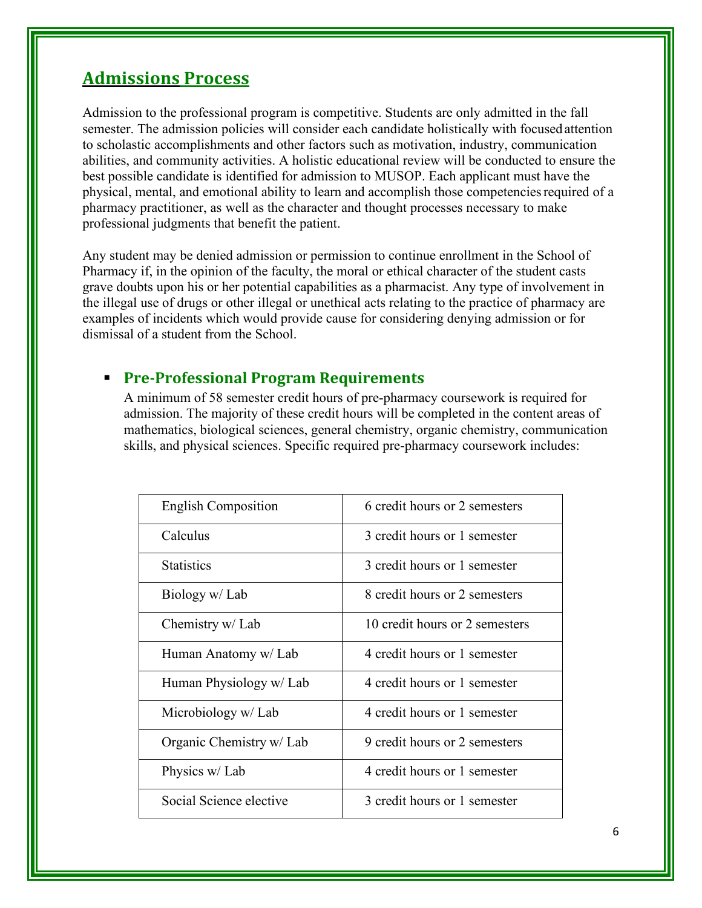## Admissions Process

Admission to the professional program is competitive. Students are only admitted in the fall semester. The admission policies will consider each candidate holistically with focused attention to scholastic accomplishments and other factors such as motivation, industry, communication abilities, and community activities. A holistic educational review will be conducted to ensure the best possible candidate is identified for admission to MUSOP. Each applicant must have the physical, mental, and emotional ability to learn and accomplish those competencies required of a pharmacy practitioner, as well as the character and thought processes necessary to make professional judgments that benefit the patient.

Any student may be denied admission or permission to continue enrollment in the School of Pharmacy if, in the opinion of the faculty, the moral or ethical character of the student casts grave doubts upon his or her potential capabilities as a pharmacist. Any type of involvement in the illegal use of drugs or other illegal or unethical acts relating to the practice of pharmacy are examples of incidents which would provide cause for considering denying admission or for dismissal of a student from the School.

- ### Pre-Professional Program Requirements

  A minimum of 58 semester credit hours of pre-pharmacy coursework is required for admission. The majority of these credit hours will be completed in the content areas of mathematics, biological sciences, general chemistry, organic chemistry, communication skills, and physical sciences. Specific required pre-pharmacy coursework includes:

| Course | Requirement |
|---|---|
| English Composition | 6 credit hours or 2 semesters |
| Calculus | 3 credit hours or 1 semester |
| Statistics | 3 credit hours or 1 semester |
| Biology w/ Lab | 8 credit hours or 2 semesters |
| Chemistry w/ Lab | 10 credit hours or 2 semesters |
| Human Anatomy w/ Lab | 4 credit hours or 1 semester |
| Human Physiology w/ Lab | 4 credit hours or 1 semester |
| Microbiology w/ Lab | 4 credit hours or 1 semester |
| Organic Chemistry w/ Lab | 9 credit hours or 2 semesters |
| Physics w/ Lab | 4 credit hours or 1 semester |
| Social Science elective | 3 credit hours or 1 semester |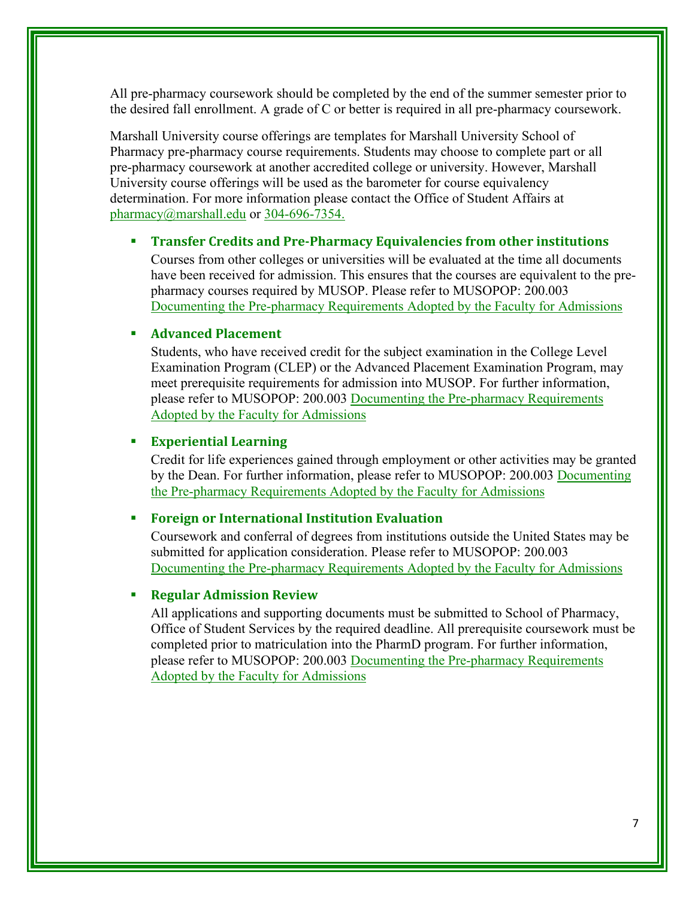All pre-pharmacy coursework should be completed by the end of the summer semester prior to the desired fall enrollment. A grade of C or better is required in all pre-pharmacy coursework.

Marshall University course offerings are templates for Marshall University School of Pharmacy pre-pharmacy course requirements. Students may choose to complete part or all pre-pharmacy coursework at another accredited college or university. However, Marshall University course offerings will be used as the barometer for course equivalency determination. For more information please contact the Office of Student Affairs at pharmacy@marshall.edu or 304-696-7354.

- **Transfer Credits and Pre-Pharmacy Equivalencies from other institutions**
  Courses from other colleges or universities will be evaluated at the time all documents have been received for admission. This ensures that the courses are equivalent to the pre-pharmacy courses required by MUSOP. Please refer to MUSOPOP: 200.003 Documenting the Pre-pharmacy Requirements Adopted by the Faculty for Admissions

- **Advanced Placement**
  Students, who have received credit for the subject examination in the College Level Examination Program (CLEP) or the Advanced Placement Examination Program, may meet prerequisite requirements for admission into MUSOP. For further information, please refer to MUSOPOP: 200.003 Documenting the Pre-pharmacy Requirements Adopted by the Faculty for Admissions

- **Experiential Learning**
  Credit for life experiences gained through employment or other activities may be granted by the Dean. For further information, please refer to MUSOPOP: 200.003 Documenting the Pre-pharmacy Requirements Adopted by the Faculty for Admissions

- **Foreign or International Institution Evaluation**
  Coursework and conferral of degrees from institutions outside the United States may be submitted for application consideration. Please refer to MUSOPOP: 200.003 Documenting the Pre-pharmacy Requirements Adopted by the Faculty for Admissions

- **Regular Admission Review**
  All applications and supporting documents must be submitted to School of Pharmacy, Office of Student Services by the required deadline. All prerequisite coursework must be completed prior to matriculation into the PharmD program. For further information, please refer to MUSOPOP: 200.003 Documenting the Pre-pharmacy Requirements Adopted by the Faculty for Admissions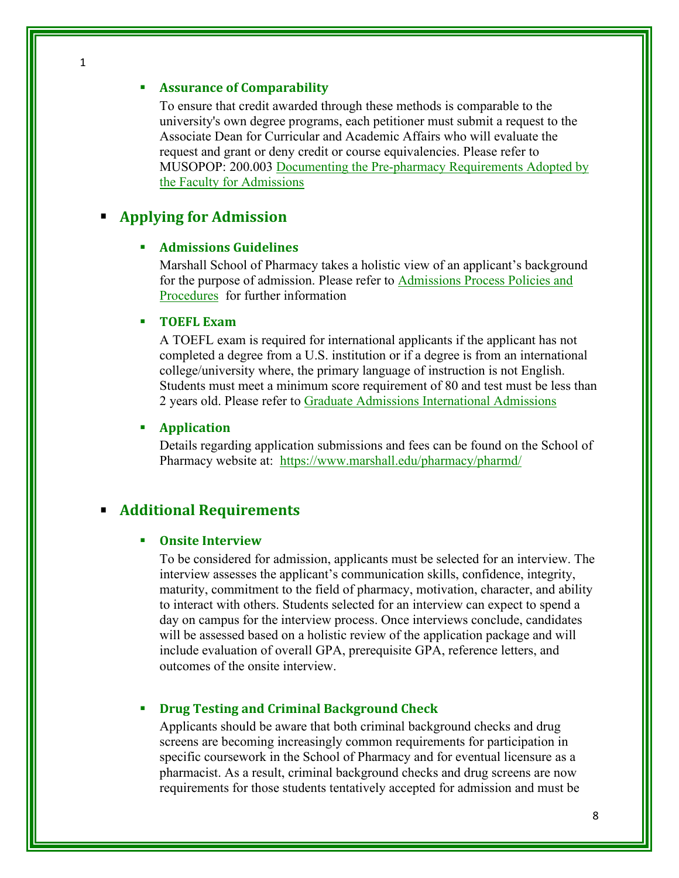- **Assurance of Comparability**

  To ensure that credit awarded through these methods is comparable to the university's own degree programs, each petitioner must submit a request to the Associate Dean for Curricular and Academic Affairs who will evaluate the request and grant or deny credit or course equivalencies. Please refer to MUSOPOP: 200.003 Documenting the Pre-pharmacy Requirements Adopted by the Faculty for Admissions

## Applying for Admission

- **Admissions Guidelines**

  Marshall School of Pharmacy takes a holistic view of an applicant's background for the purpose of admission. Please refer to Admissions Process Policies and Procedures for further information

- **TOEFL Exam**

  A TOEFL exam is required for international applicants if the applicant has not completed a degree from a U.S. institution or if a degree is from an international college/university where, the primary language of instruction is not English. Students must meet a minimum score requirement of 80 and test must be less than 2 years old. Please refer to Graduate Admissions International Admissions

- **Application**

  Details regarding application submissions and fees can be found on the School of Pharmacy website at: https://www.marshall.edu/pharmacy/pharmd/

## Additional Requirements

- **Onsite Interview**

  To be considered for admission, applicants must be selected for an interview. The interview assesses the applicant's communication skills, confidence, integrity, maturity, commitment to the field of pharmacy, motivation, character, and ability to interact with others. Students selected for an interview can expect to spend a day on campus for the interview process. Once interviews conclude, candidates will be assessed based on a holistic review of the application package and will include evaluation of overall GPA, prerequisite GPA, reference letters, and outcomes of the onsite interview.

- **Drug Testing and Criminal Background Check**

  Applicants should be aware that both criminal background checks and drug screens are becoming increasingly common requirements for participation in specific coursework in the School of Pharmacy and for eventual licensure as a pharmacist. As a result, criminal background checks and drug screens are now requirements for those students tentatively accepted for admission and must be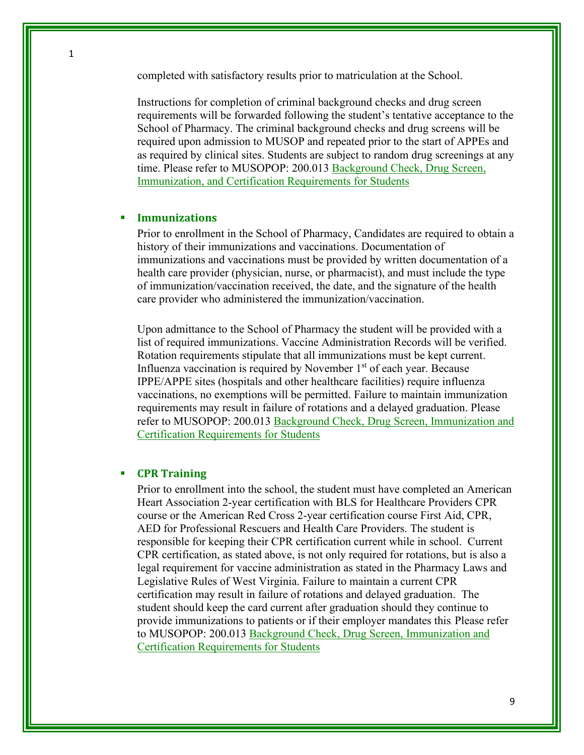completed with satisfactory results prior to matriculation at the School.

Instructions for completion of criminal background checks and drug screen requirements will be forwarded following the student's tentative acceptance to the School of Pharmacy. The criminal background checks and drug screens will be required upon admission to MUSOP and repeated prior to the start of APPEs and as required by clinical sites. Students are subject to random drug screenings at any time. Please refer to MUSOPOP: 200.013 Background Check, Drug Screen, Immunization, and Certification Requirements for Students

- **Immunizations**

  Prior to enrollment in the School of Pharmacy, Candidates are required to obtain a history of their immunizations and vaccinations. Documentation of immunizations and vaccinations must be provided by written documentation of a health care provider (physician, nurse, or pharmacist), and must include the type of immunization/vaccination received, the date, and the signature of the health care provider who administered the immunization/vaccination.

  Upon admittance to the School of Pharmacy the student will be provided with a list of required immunizations. Vaccine Administration Records will be verified. Rotation requirements stipulate that all immunizations must be kept current. Influenza vaccination is required by November 1st of each year. Because IPPE/APPE sites (hospitals and other healthcare facilities) require influenza vaccinations, no exemptions will be permitted. Failure to maintain immunization requirements may result in failure of rotations and a delayed graduation. Please refer to MUSOPOP: 200.013 Background Check, Drug Screen, Immunization and Certification Requirements for Students

- **CPR Training**

  Prior to enrollment into the school, the student must have completed an American Heart Association 2-year certification with BLS for Healthcare Providers CPR course or the American Red Cross 2-year certification course First Aid, CPR, AED for Professional Rescuers and Health Care Providers. The student is responsible for keeping their CPR certification current while in school. Current CPR certification, as stated above, is not only required for rotations, but is also a legal requirement for vaccine administration as stated in the Pharmacy Laws and Legislative Rules of West Virginia. Failure to maintain a current CPR certification may result in failure of rotations and delayed graduation. The student should keep the card current after graduation should they continue to provide immunizations to patients or if their employer mandates this. Please refer to MUSOPOP: 200.013 Background Check, Drug Screen, Immunization and Certification Requirements for Students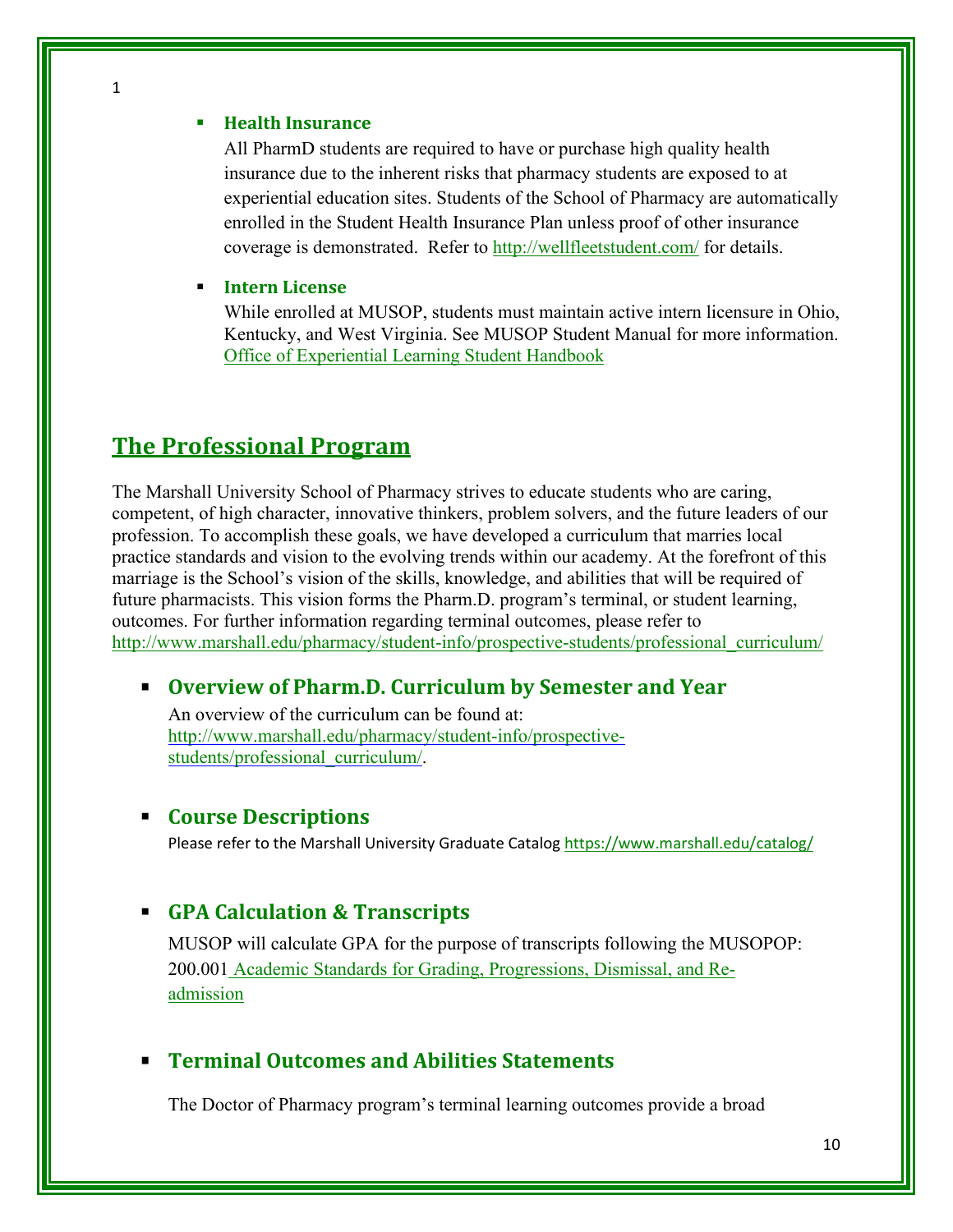- **Health Insurance**

  All PharmD students are required to have or purchase high quality health insurance due to the inherent risks that pharmacy students are exposed to at experiential education sites. Students of the School of Pharmacy are automatically enrolled in the Student Health Insurance Plan unless proof of other insurance coverage is demonstrated. Refer to http://wellfleetstudent.com/ for details.

- **Intern License**

  While enrolled at MUSOP, students must maintain active intern licensure in Ohio, Kentucky, and West Virginia. See MUSOP Student Manual for more information. Office of Experiential Learning Student Handbook

## The Professional Program

The Marshall University School of Pharmacy strives to educate students who are caring, competent, of high character, innovative thinkers, problem solvers, and the future leaders of our profession. To accomplish these goals, we have developed a curriculum that marries local practice standards and vision to the evolving trends within our academy. At the forefront of this marriage is the School's vision of the skills, knowledge, and abilities that will be required of future pharmacists. This vision forms the Pharm.D. program's terminal, or student learning, outcomes. For further information regarding terminal outcomes, please refer to http://www.marshall.edu/pharmacy/student-info/prospective-students/professional_curriculum/

### Overview of Pharm.D. Curriculum by Semester and Year

An overview of the curriculum can be found at: http://www.marshall.edu/pharmacy/student-info/prospective-students/professional_curriculum/.

### Course Descriptions

Please refer to the Marshall University Graduate Catalog https://www.marshall.edu/catalog/

### GPA Calculation & Transcripts

MUSOP will calculate GPA for the purpose of transcripts following the MUSOPOP: 200.001 Academic Standards for Grading, Progressions, Dismissal, and Re-admission

### Terminal Outcomes and Abilities Statements

The Doctor of Pharmacy program's terminal learning outcomes provide a broad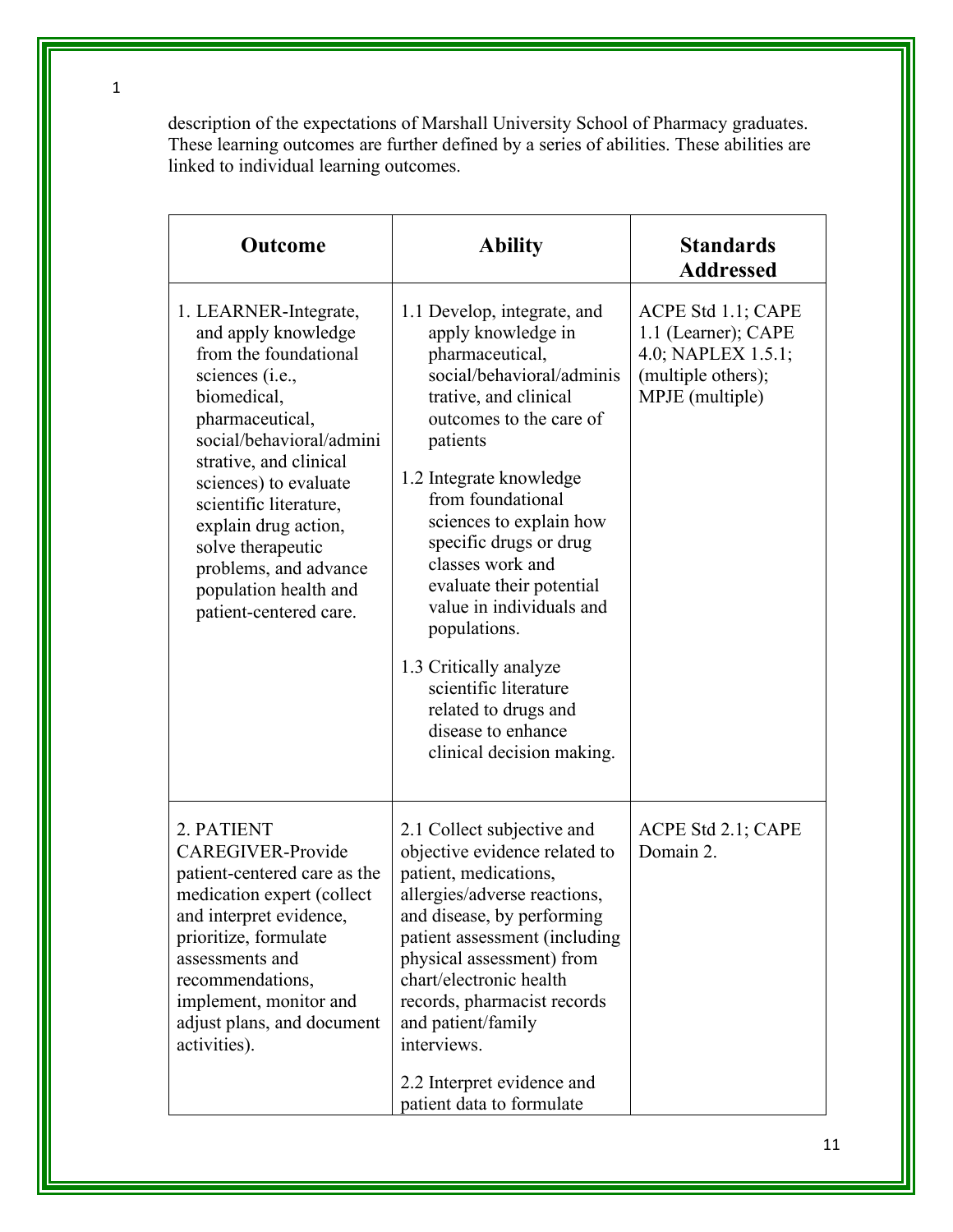description of the expectations of Marshall University School of Pharmacy graduates. These learning outcomes are further defined by a series of abilities. These abilities are linked to individual learning outcomes.

| Outcome | Ability | Standards Addressed |
|---|---|---|
| 1. LEARNER-Integrate, and apply knowledge from the foundational sciences (i.e., biomedical, pharmaceutical, social/behavioral/administrative, and clinical sciences) to evaluate scientific literature, explain drug action, solve therapeutic problems, and advance population health and patient-centered care. | 1.1 Develop, integrate, and apply knowledge in pharmaceutical, social/behavioral/administrative, and clinical outcomes to the care of patients<br><br>1.2 Integrate knowledge from foundational sciences to explain how specific drugs or drug classes work and evaluate their potential value in individuals and populations.<br><br>1.3 Critically analyze scientific literature related to drugs and disease to enhance clinical decision making. | ACPE Std 1.1; CAPE 1.1 (Learner); CAPE 4.0; NAPLEX 1.5.1; (multiple others); MPJE (multiple) |
| 2. PATIENT CAREGIVER-Provide patient-centered care as the medication expert (collect and interpret evidence, prioritize, formulate assessments and recommendations, implement, monitor and adjust plans, and document activities). | 2.1 Collect subjective and objective evidence related to patient, medications, allergies/adverse reactions, and disease, by performing patient assessment (including physical assessment) from chart/electronic health records, pharmacist records and patient/family interviews.<br><br>2.2 Interpret evidence and patient data to formulate | ACPE Std 2.1; CAPE Domain 2. |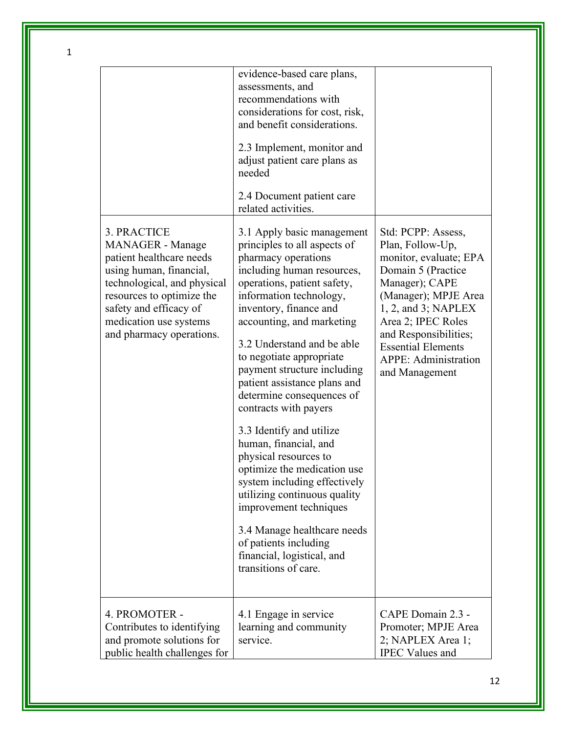| | | |
|---|---|---|
| | evidence-based care plans, assessments, and recommendations with considerations for cost, risk, and benefit considerations.<br><br>2.3 Implement, monitor and adjust patient care plans as needed<br><br>2.4 Document patient care related activities. | |
| 3. PRACTICE MANAGER - Manage patient healthcare needs using human, financial, technological, and physical resources to optimize the safety and efficacy of medication use systems and pharmacy operations. | 3.1 Apply basic management principles to all aspects of pharmacy operations including human resources, operations, patient safety, information technology, inventory, finance and accounting, and marketing<br><br>3.2 Understand and be able to negotiate appropriate payment structure including patient assistance plans and determine consequences of contracts with payers<br><br>3.3 Identify and utilize human, financial, and physical resources to optimize the medication use system including effectively utilizing continuous quality improvement techniques<br><br>3.4 Manage healthcare needs of patients including financial, logistical, and transitions of care. | Std: PCPP: Assess, Plan, Follow-Up, monitor, evaluate; EPA Domain 5 (Practice Manager); CAPE (Manager); MPJE Area 1, 2, and 3; NAPLEX Area 2; IPEC Roles and Responsibilities; Essential Elements APPE: Administration and Management |
| 4. PROMOTER - Contributes to identifying and promote solutions for public health challenges for | 4.1 Engage in service learning and community service. | CAPE Domain 2.3 - Promoter; MPJE Area 2; NAPLEX Area 1; IPEC Values and |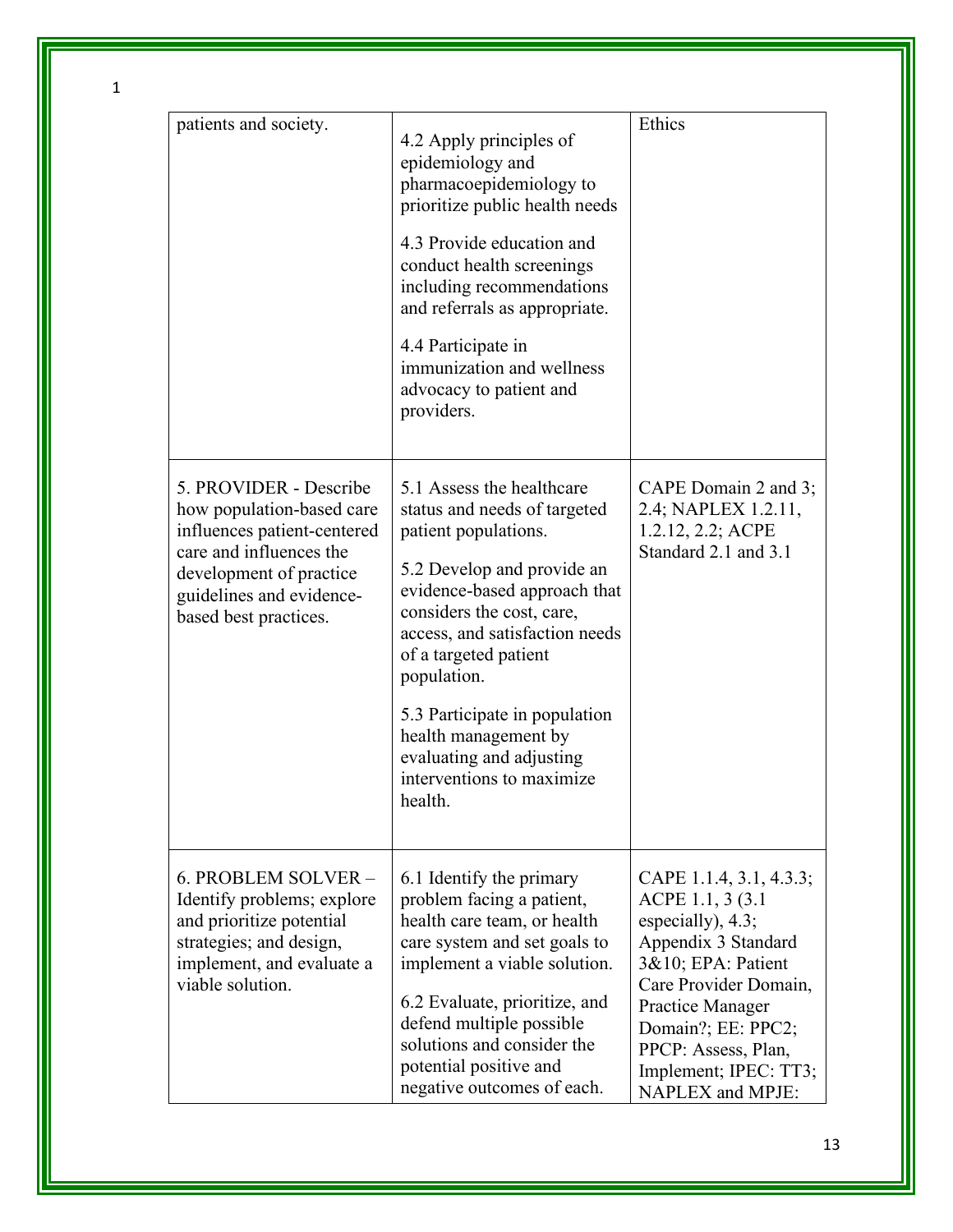| | | |
|---|---|---|
| patients and society. | 4.2 Apply principles of epidemiology and pharmacoepidemiology to prioritize public health needs<br><br>4.3 Provide education and conduct health screenings including recommendations and referrals as appropriate.<br><br>4.4 Participate in immunization and wellness advocacy to patient and providers. | Ethics |
| 5. PROVIDER - Describe how population-based care influences patient-centered care and influences the development of practice guidelines and evidence-based best practices. | 5.1 Assess the healthcare status and needs of targeted patient populations.<br><br>5.2 Develop and provide an evidence-based approach that considers the cost, care, access, and satisfaction needs of a targeted patient population.<br><br>5.3 Participate in population health management by evaluating and adjusting interventions to maximize health. | CAPE Domain 2 and 3; 2.4; NAPLEX 1.2.11, 1.2.12, 2.2; ACPE Standard 2.1 and 3.1 |
| 6. PROBLEM SOLVER – Identify problems; explore and prioritize potential strategies; and design, implement, and evaluate a viable solution. | 6.1 Identify the primary problem facing a patient, health care team, or health care system and set goals to implement a viable solution.<br><br>6.2 Evaluate, prioritize, and defend multiple possible solutions and consider the potential positive and negative outcomes of each. | CAPE 1.1.4, 3.1, 4.3.3; ACPE 1.1, 3 (3.1 especially), 4.3; Appendix 3 Standard 3&10; EPA: Patient Care Provider Domain, Practice Manager Domain?; EE: PPC2; PPCP: Assess, Plan, Implement; IPEC: TT3; NAPLEX and MPJE: |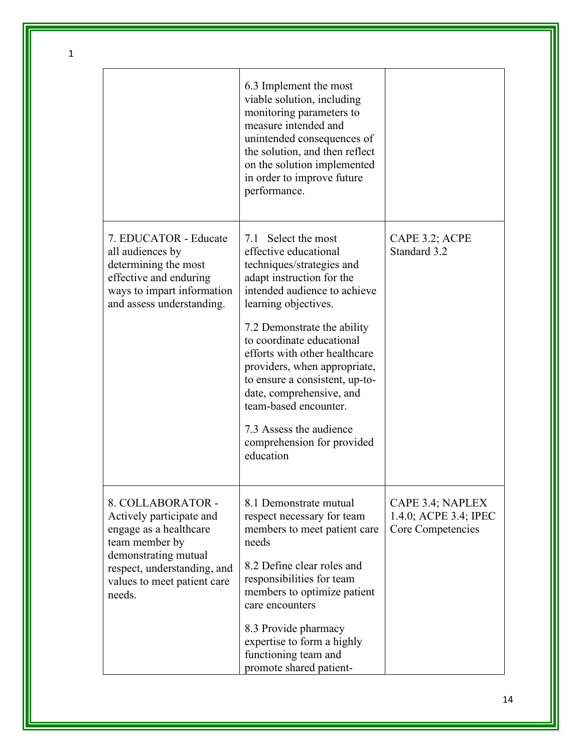| | | |
|---|---|---|
| | 6.3 Implement the most viable solution, including monitoring parameters to measure intended and unintended consequences of the solution, and then reflect on the solution implemented in order to improve future performance. | |
| 7. EDUCATOR - Educate all audiences by determining the most effective and enduring ways to impart information and assess understanding. | 7.1 Select the most effective educational techniques/strategies and adapt instruction for the intended audience to achieve learning objectives.<br><br>7.2 Demonstrate the ability to coordinate educational efforts with other healthcare providers, when appropriate, to ensure a consistent, up-to-date, comprehensive, and team-based encounter.<br><br>7.3 Assess the audience comprehension for provided education | CAPE 3.2; ACPE Standard 3.2 |
| 8. COLLABORATOR - Actively participate and engage as a healthcare team member by demonstrating mutual respect, understanding, and values to meet patient care needs. | 8.1 Demonstrate mutual respect necessary for team members to meet patient care needs<br><br>8.2 Define clear roles and responsibilities for team members to optimize patient care encounters<br><br>8.3 Provide pharmacy expertise to form a highly functioning team and promote shared patient- | CAPE 3.4; NAPLEX 1.4.0; ACPE 3.4; IPEC Core Competencies |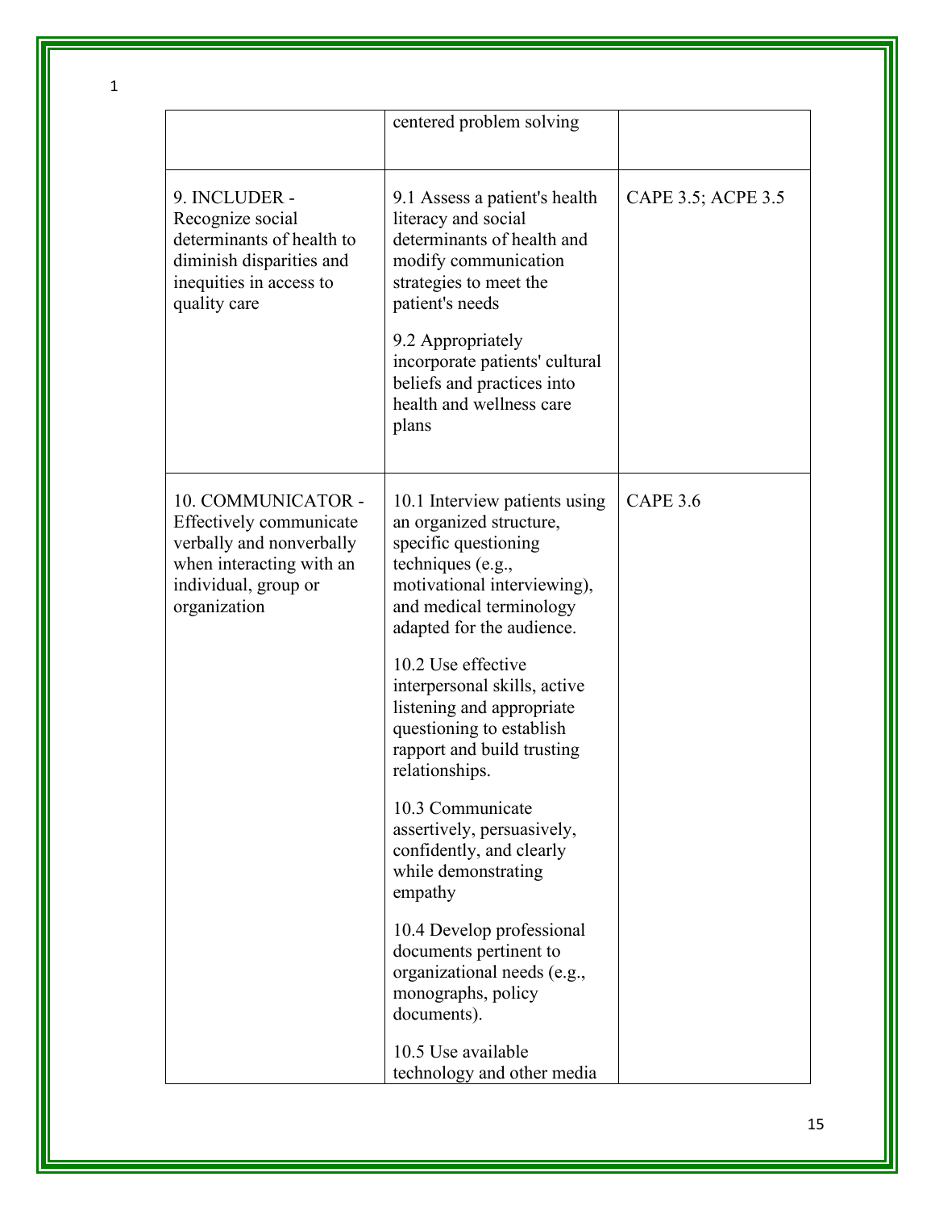| | | |
|---|---|---|
| | centered problem solving | |
| 9. INCLUDER - Recognize social determinants of health to diminish disparities and inequities in access to quality care | 9.1 Assess a patient's health literacy and social determinants of health and modify communication strategies to meet the patient's needs<br><br>9.2 Appropriately incorporate patients' cultural beliefs and practices into health and wellness care plans | CAPE 3.5; ACPE 3.5 |
| 10. COMMUNICATOR - Effectively communicate verbally and nonverbally when interacting with an individual, group or organization | 10.1 Interview patients using an organized structure, specific questioning techniques (e.g., motivational interviewing), and medical terminology adapted for the audience.<br><br>10.2 Use effective interpersonal skills, active listening and appropriate questioning to establish rapport and build trusting relationships.<br><br>10.3 Communicate assertively, persuasively, confidently, and clearly while demonstrating empathy<br><br>10.4 Develop professional documents pertinent to organizational needs (e.g., monographs, policy documents).<br><br>10.5 Use available technology and other media | CAPE 3.6 |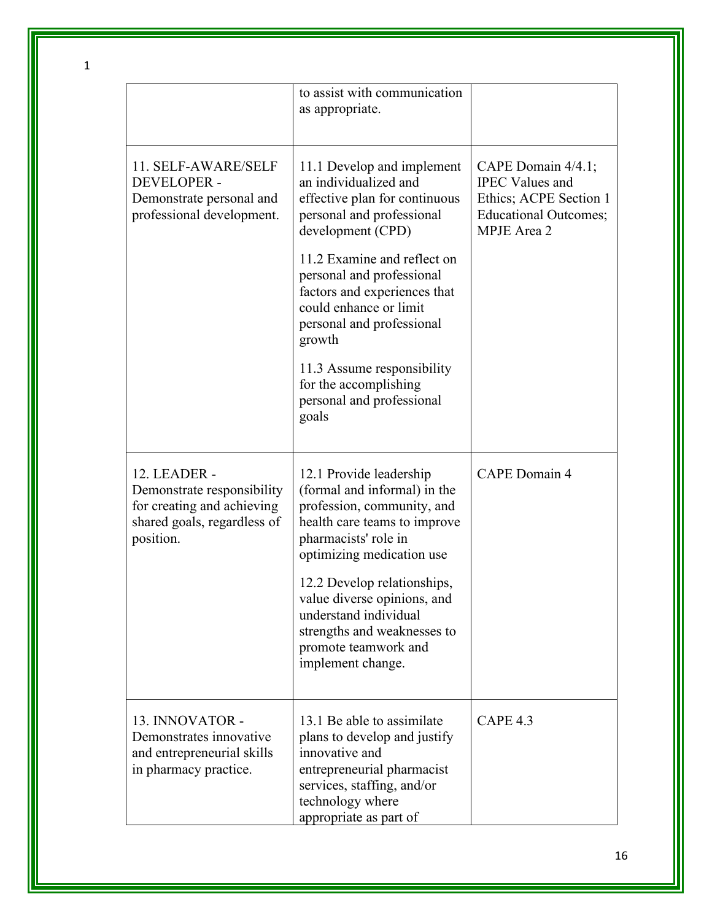|  |  |  |
|---|---|---|
|  | to assist with communication as appropriate. |  |
| 11. SELF-AWARE/SELF DEVELOPER - Demonstrate personal and professional development. | 11.1 Develop and implement an individualized and effective plan for continuous personal and professional development (CPD)<br><br>11.2 Examine and reflect on personal and professional factors and experiences that could enhance or limit personal and professional growth<br><br>11.3 Assume responsibility for the accomplishing personal and professional goals | CAPE Domain 4/4.1; IPEC Values and Ethics; ACPE Section 1 Educational Outcomes; MPJE Area 2 |
| 12. LEADER - Demonstrate responsibility for creating and achieving shared goals, regardless of position. | 12.1 Provide leadership (formal and informal) in the profession, community, and health care teams to improve pharmacists' role in optimizing medication use<br><br>12.2 Develop relationships, value diverse opinions, and understand individual strengths and weaknesses to promote teamwork and implement change. | CAPE Domain 4 |
| 13. INNOVATOR - Demonstrates innovative and entrepreneurial skills in pharmacy practice. | 13.1 Be able to assimilate plans to develop and justify innovative and entrepreneurial pharmacist services, staffing, and/or technology where appropriate as part of | CAPE 4.3 |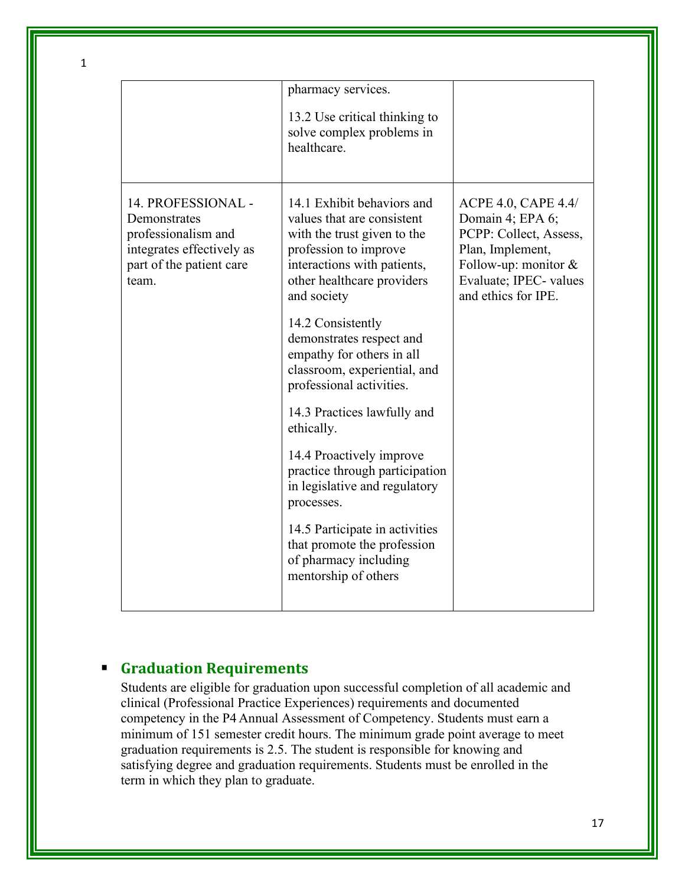| | | |
|---|---|---|
| | pharmacy services.<br><br>13.2 Use critical thinking to solve complex problems in healthcare. | |
| 14. PROFESSIONAL - Demonstrates professionalism and integrates effectively as part of the patient care team. | 14.1 Exhibit behaviors and values that are consistent with the trust given to the profession to improve interactions with patients, other healthcare providers and society<br><br>14.2 Consistently demonstrates respect and empathy for others in all classroom, experiential, and professional activities.<br><br>14.3 Practices lawfully and ethically.<br><br>14.4 Proactively improve practice through participation in legislative and regulatory processes.<br><br>14.5 Participate in activities that promote the profession of pharmacy including mentorship of others | ACPE 4.0, CAPE 4.4/ Domain 4; EPA 6; PCPP: Collect, Assess, Plan, Implement, Follow-up: monitor & Evaluate; IPEC- values and ethics for IPE. |

## Graduation Requirements

Students are eligible for graduation upon successful completion of all academic and clinical (Professional Practice Experiences) requirements and documented competency in the P4 Annual Assessment of Competency. Students must earn a minimum of 151 semester credit hours. The minimum grade point average to meet graduation requirements is 2.5. The student is responsible for knowing and satisfying degree and graduation requirements. Students must be enrolled in the term in which they plan to graduate.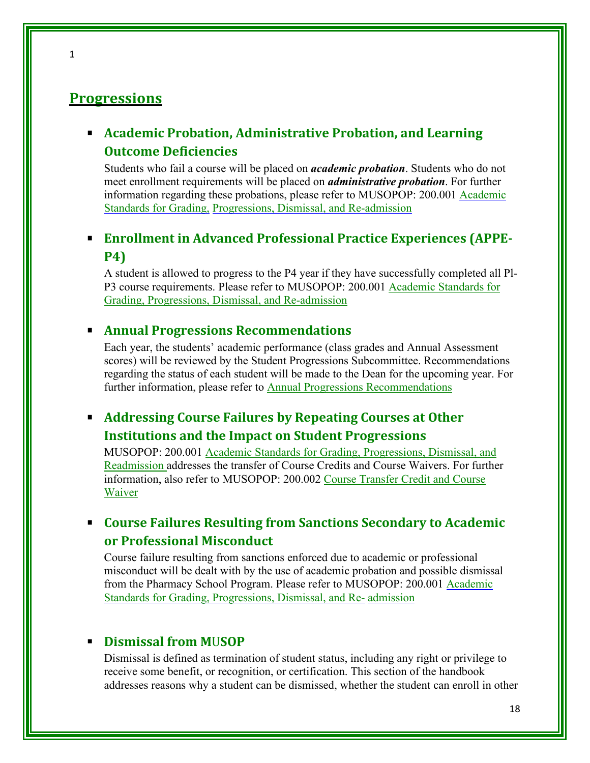## Progressions

- ### Academic Probation, Administrative Probation, and Learning Outcome Deficiencies

  Students who fail a course will be placed on ***academic probation***. Students who do not meet enrollment requirements will be placed on ***administrative probation***. For further information regarding these probations, please refer to MUSOPOP: 200.001 Academic Standards for Grading, Progressions, Dismissal, and Re-admission

- ### Enrollment in Advanced Professional Practice Experiences (APPE-P4)

  A student is allowed to progress to the P4 year if they have successfully completed all Pl-P3 course requirements. Please refer to MUSOPOP: 200.001 Academic Standards for Grading, Progressions, Dismissal, and Re-admission

- ### Annual Progressions Recommendations

  Each year, the students' academic performance (class grades and Annual Assessment scores) will be reviewed by the Student Progressions Subcommittee. Recommendations regarding the status of each student will be made to the Dean for the upcoming year. For further information, please refer to Annual Progressions Recommendations

- ### Addressing Course Failures by Repeating Courses at Other Institutions and the Impact on Student Progressions

  MUSOPOP: 200.001 Academic Standards for Grading, Progressions, Dismissal, and Readmission addresses the transfer of Course Credits and Course Waivers. For further information, also refer to MUSOPOP: 200.002 Course Transfer Credit and Course Waiver

- ### Course Failures Resulting from Sanctions Secondary to Academic or Professional Misconduct

  Course failure resulting from sanctions enforced due to academic or professional misconduct will be dealt with by the use of academic probation and possible dismissal from the Pharmacy School Program. Please refer to MUSOPOP: 200.001 Academic Standards for Grading, Progressions, Dismissal, and Re- admission

- ### Dismissal from MUSOP

  Dismissal is defined as termination of student status, including any right or privilege to receive some benefit, or recognition, or certification. This section of the handbook addresses reasons why a student can be dismissed, whether the student can enroll in other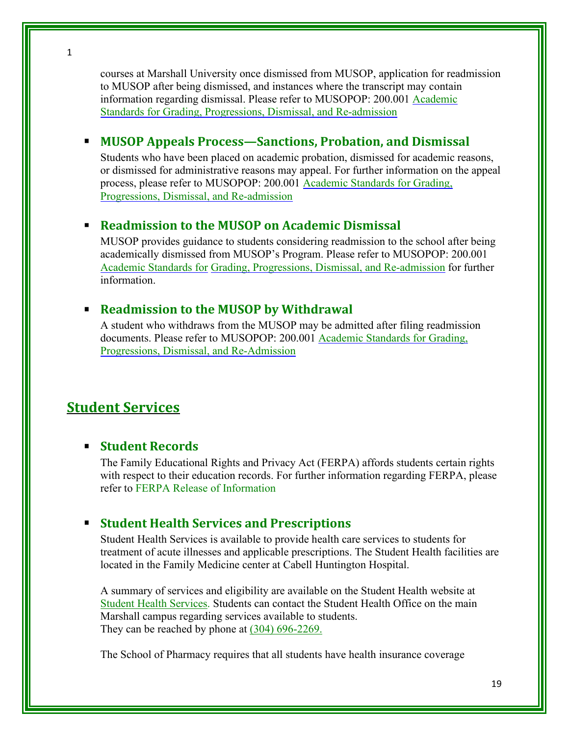courses at Marshall University once dismissed from MUSOP, application for readmission to MUSOP after being dismissed, and instances where the transcript may contain information regarding dismissal. Please refer to MUSOPOP: 200.001 Academic Standards for Grading, Progressions, Dismissal, and Re-admission

- ### MUSOP Appeals Process—Sanctions, Probation, and Dismissal

  Students who have been placed on academic probation, dismissed for academic reasons, or dismissed for administrative reasons may appeal. For further information on the appeal process, please refer to MUSOPOP: 200.001 Academic Standards for Grading, Progressions, Dismissal, and Re-admission

- ### Readmission to the MUSOP on Academic Dismissal

  MUSOP provides guidance to students considering readmission to the school after being academically dismissed from MUSOP's Program. Please refer to MUSOPOP: 200.001 Academic Standards for Grading, Progressions, Dismissal, and Re-admission for further information.

- ### Readmission to the MUSOP by Withdrawal

  A student who withdraws from the MUSOP may be admitted after filing readmission documents. Please refer to MUSOPOP: 200.001 Academic Standards for Grading, Progressions, Dismissal, and Re-Admission

## Student Services

- ### Student Records

  The Family Educational Rights and Privacy Act (FERPA) affords students certain rights with respect to their education records. For further information regarding FERPA, please refer to FERPA Release of Information

- ### Student Health Services and Prescriptions

  Student Health Services is available to provide health care services to students for treatment of acute illnesses and applicable prescriptions. The Student Health facilities are located in the Family Medicine center at Cabell Huntington Hospital.

  A summary of services and eligibility are available on the Student Health website at Student Health Services. Students can contact the Student Health Office on the main Marshall campus regarding services available to students.
  They can be reached by phone at (304) 696-2269.

  The School of Pharmacy requires that all students have health insurance coverage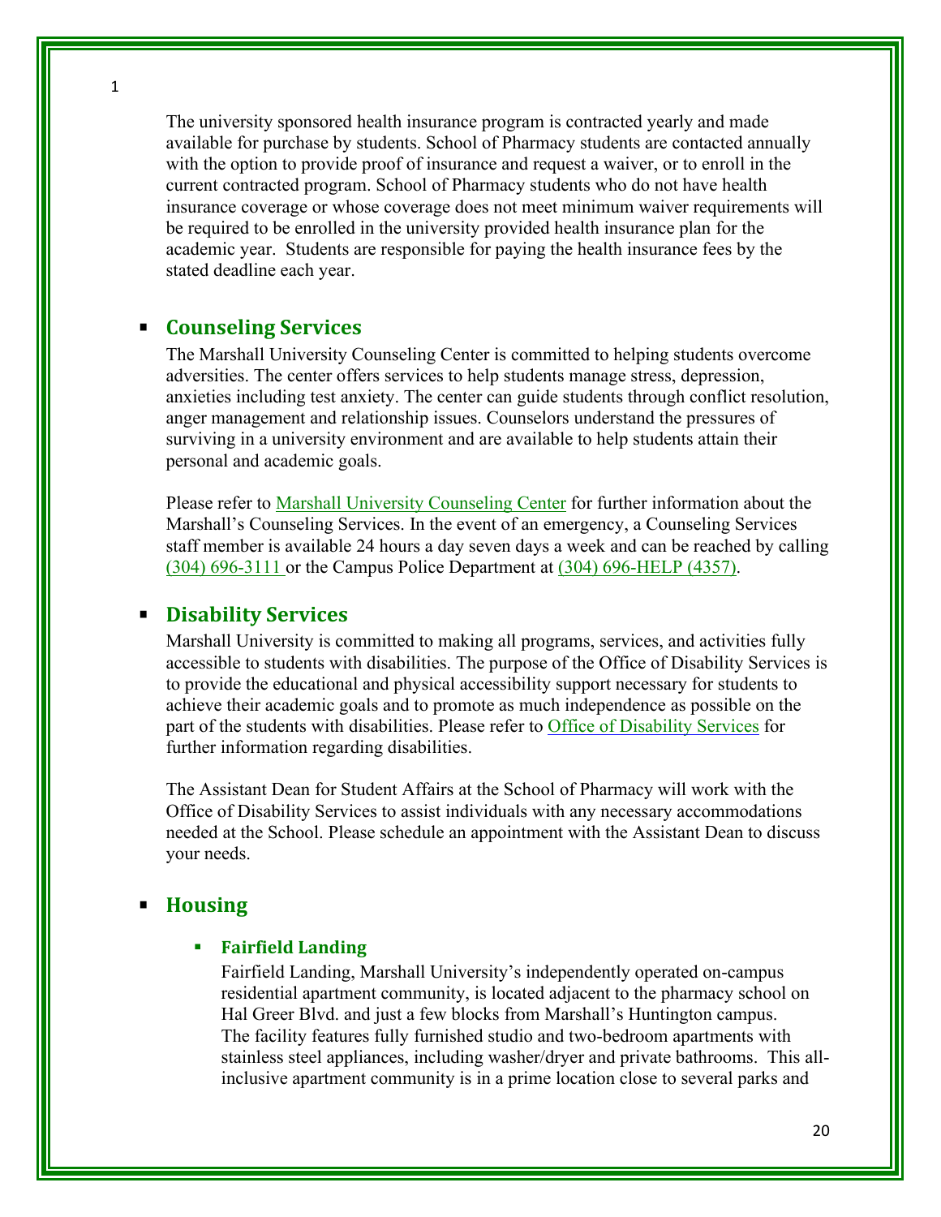The university sponsored health insurance program is contracted yearly and made available for purchase by students. School of Pharmacy students are contacted annually with the option to provide proof of insurance and request a waiver, or to enroll in the current contracted program. School of Pharmacy students who do not have health insurance coverage or whose coverage does not meet minimum waiver requirements will be required to be enrolled in the university provided health insurance plan for the academic year. Students are responsible for paying the health insurance fees by the stated deadline each year.

- ## Counseling Services

  The Marshall University Counseling Center is committed to helping students overcome adversities. The center offers services to help students manage stress, depression, anxieties including test anxiety. The center can guide students through conflict resolution, anger management and relationship issues. Counselors understand the pressures of surviving in a university environment and are available to help students attain their personal and academic goals.

  Please refer to Marshall University Counseling Center for further information about the Marshall's Counseling Services. In the event of an emergency, a Counseling Services staff member is available 24 hours a day seven days a week and can be reached by calling (304) 696-3111 or the Campus Police Department at (304) 696-HELP (4357).

- ## Disability Services

  Marshall University is committed to making all programs, services, and activities fully accessible to students with disabilities. The purpose of the Office of Disability Services is to provide the educational and physical accessibility support necessary for students to achieve their academic goals and to promote as much independence as possible on the part of the students with disabilities. Please refer to Office of Disability Services for further information regarding disabilities.

  The Assistant Dean for Student Affairs at the School of Pharmacy will work with the Office of Disability Services to assist individuals with any necessary accommodations needed at the School. Please schedule an appointment with the Assistant Dean to discuss your needs.

- ## Housing

  - ### Fairfield Landing

    Fairfield Landing, Marshall University's independently operated on-campus residential apartment community, is located adjacent to the pharmacy school on Hal Greer Blvd. and just a few blocks from Marshall's Huntington campus. The facility features fully furnished studio and two-bedroom apartments with stainless steel appliances, including washer/dryer and private bathrooms. This all-inclusive apartment community is in a prime location close to several parks and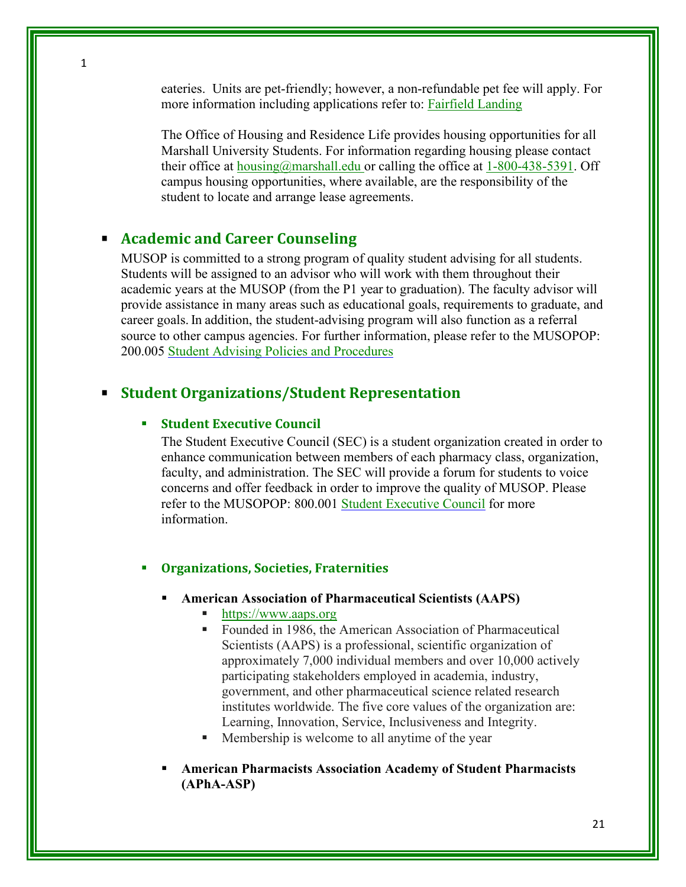eateries. Units are pet-friendly; however, a non-refundable pet fee will apply. For more information including applications refer to: Fairfield Landing

The Office of Housing and Residence Life provides housing opportunities for all Marshall University Students. For information regarding housing please contact their office at housing@marshall.edu or calling the office at 1-800-438-5391. Off campus housing opportunities, where available, are the responsibility of the student to locate and arrange lease agreements.

## Academic and Career Counseling

MUSOP is committed to a strong program of quality student advising for all students. Students will be assigned to an advisor who will work with them throughout their academic years at the MUSOP (from the P1 year to graduation). The faculty advisor will provide assistance in many areas such as educational goals, requirements to graduate, and career goals. In addition, the student-advising program will also function as a referral source to other campus agencies. For further information, please refer to the MUSOPOP: 200.005 Student Advising Policies and Procedures

## Student Organizations/Student Representation

### Student Executive Council

The Student Executive Council (SEC) is a student organization created in order to enhance communication between members of each pharmacy class, organization, faculty, and administration. The SEC will provide a forum for students to voice concerns and offer feedback in order to improve the quality of MUSOP. Please refer to the MUSOPOP: 800.001 Student Executive Council for more information.

### Organizations, Societies, Fraternities

- **American Association of Pharmaceutical Scientists (AAPS)**
  - https://www.aaps.org
  - Founded in 1986, the American Association of Pharmaceutical Scientists (AAPS) is a professional, scientific organization of approximately 7,000 individual members and over 10,000 actively participating stakeholders employed in academia, industry, government, and other pharmaceutical science related research institutes worldwide. The five core values of the organization are: Learning, Innovation, Service, Inclusiveness and Integrity.
  - Membership is welcome to all anytime of the year

- **American Pharmacists Association Academy of Student Pharmacists (APhA-ASP)**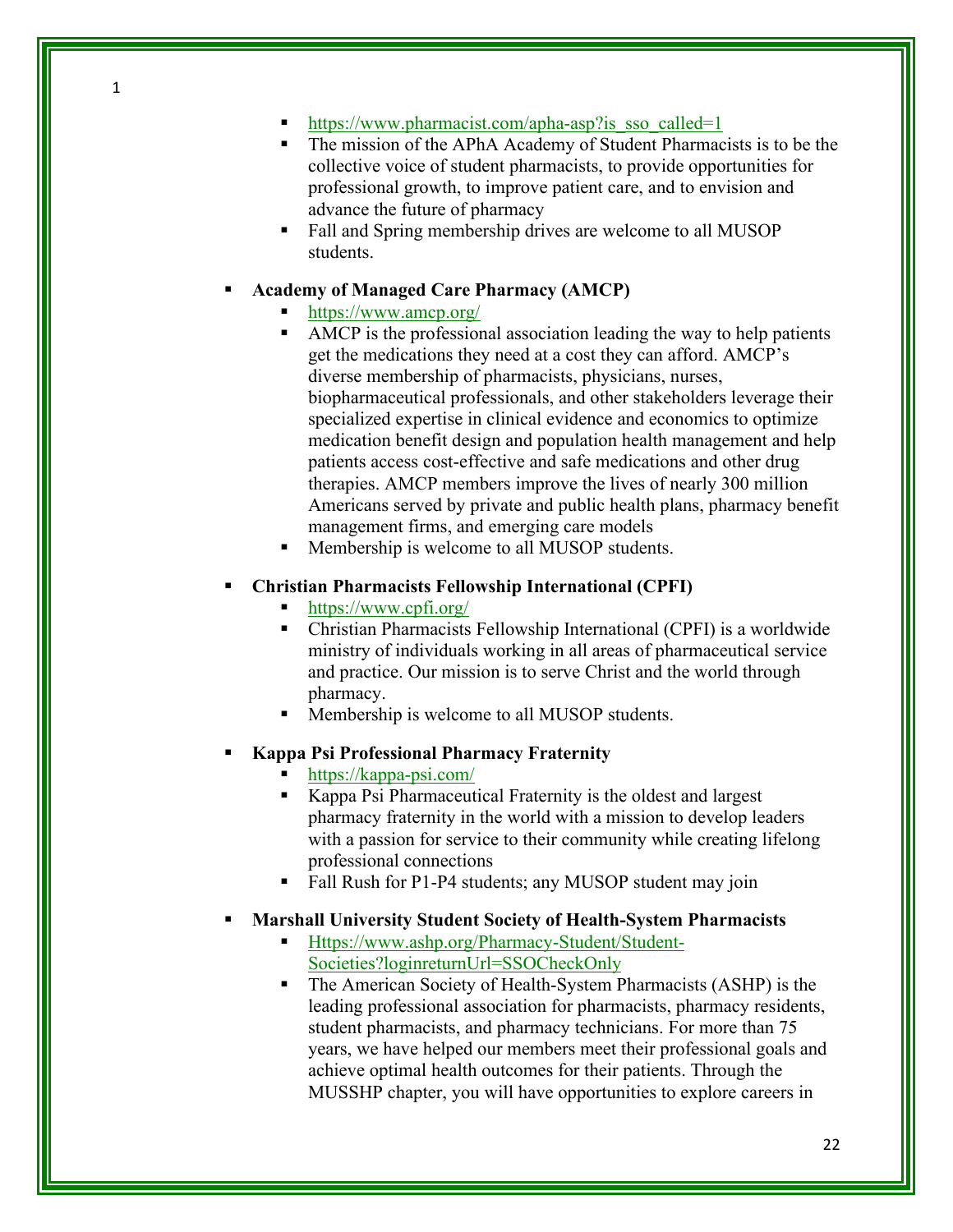- https://www.pharmacist.com/apha-asp?is_sso_called=1
- The mission of the APhA Academy of Student Pharmacists is to be the collective voice of student pharmacists, to provide opportunities for professional growth, to improve patient care, and to envision and advance the future of pharmacy
- Fall and Spring membership drives are welcome to all MUSOP students.

- **Academy of Managed Care Pharmacy (AMCP)**
  - https://www.amcp.org/
  - AMCP is the professional association leading the way to help patients get the medications they need at a cost they can afford. AMCP's diverse membership of pharmacists, physicians, nurses, biopharmaceutical professionals, and other stakeholders leverage their specialized expertise in clinical evidence and economics to optimize medication benefit design and population health management and help patients access cost-effective and safe medications and other drug therapies. AMCP members improve the lives of nearly 300 million Americans served by private and public health plans, pharmacy benefit management firms, and emerging care models
  - Membership is welcome to all MUSOP students.

- **Christian Pharmacists Fellowship International (CPFI)**
  - https://www.cpfi.org/
  - Christian Pharmacists Fellowship International (CPFI) is a worldwide ministry of individuals working in all areas of pharmaceutical service and practice. Our mission is to serve Christ and the world through pharmacy.
  - Membership is welcome to all MUSOP students.

- **Kappa Psi Professional Pharmacy Fraternity**
  - https://kappa-psi.com/
  - Kappa Psi Pharmaceutical Fraternity is the oldest and largest pharmacy fraternity in the world with a mission to develop leaders with a passion for service to their community while creating lifelong professional connections
  - Fall Rush for P1-P4 students; any MUSOP student may join

- **Marshall University Student Society of Health-System Pharmacists**
  - Https://www.ashp.org/Pharmacy-Student/Student-Societies?loginreturnUrl=SSOCheckOnly
  - The American Society of Health-System Pharmacists (ASHP) is the leading professional association for pharmacists, pharmacy residents, student pharmacists, and pharmacy technicians. For more than 75 years, we have helped our members meet their professional goals and achieve optimal health outcomes for their patients. Through the MUSSHP chapter, you will have opportunities to explore careers in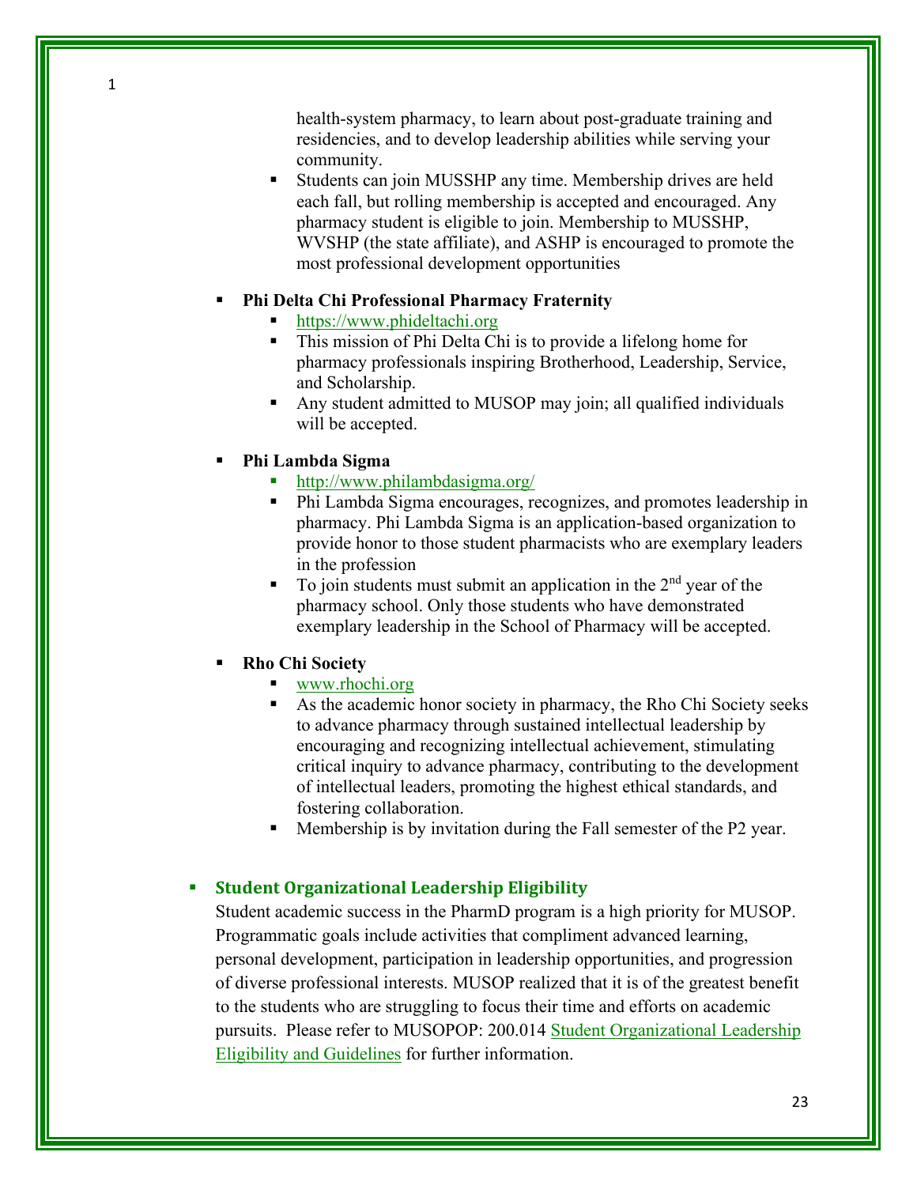health-system pharmacy, to learn about post-graduate training and residencies, and to develop leadership abilities while serving your community.

- Students can join MUSSHP any time. Membership drives are held each fall, but rolling membership is accepted and encouraged. Any pharmacy student is eligible to join. Membership to MUSSHP, WVSHP (the state affiliate), and ASHP is encouraged to promote the most professional development opportunities

- **Phi Delta Chi Professional Pharmacy Fraternity**
  - https://www.phideltachi.org
  - This mission of Phi Delta Chi is to provide a lifelong home for pharmacy professionals inspiring Brotherhood, Leadership, Service, and Scholarship.
  - Any student admitted to MUSOP may join; all qualified individuals will be accepted.

- **Phi Lambda Sigma**
  - http://www.philambdasigma.org/
  - Phi Lambda Sigma encourages, recognizes, and promotes leadership in pharmacy. Phi Lambda Sigma is an application-based organization to provide honor to those student pharmacists who are exemplary leaders in the profession
  - To join students must submit an application in the 2nd year of the pharmacy school. Only those students who have demonstrated exemplary leadership in the School of Pharmacy will be accepted.

- **Rho Chi Society**
  - www.rhochi.org
  - As the academic honor society in pharmacy, the Rho Chi Society seeks to advance pharmacy through sustained intellectual leadership by encouraging and recognizing intellectual achievement, stimulating critical inquiry to advance pharmacy, contributing to the development of intellectual leaders, promoting the highest ethical standards, and fostering collaboration.
  - Membership is by invitation during the Fall semester of the P2 year.

- **Student Organizational Leadership Eligibility**

  Student academic success in the PharmD program is a high priority for MUSOP. Programmatic goals include activities that compliment advanced learning, personal development, participation in leadership opportunities, and progression of diverse professional interests. MUSOP realized that it is of the greatest benefit to the students who are struggling to focus their time and efforts on academic pursuits. Please refer to MUSOPOP: 200.014 Student Organizational Leadership Eligibility and Guidelines for further information.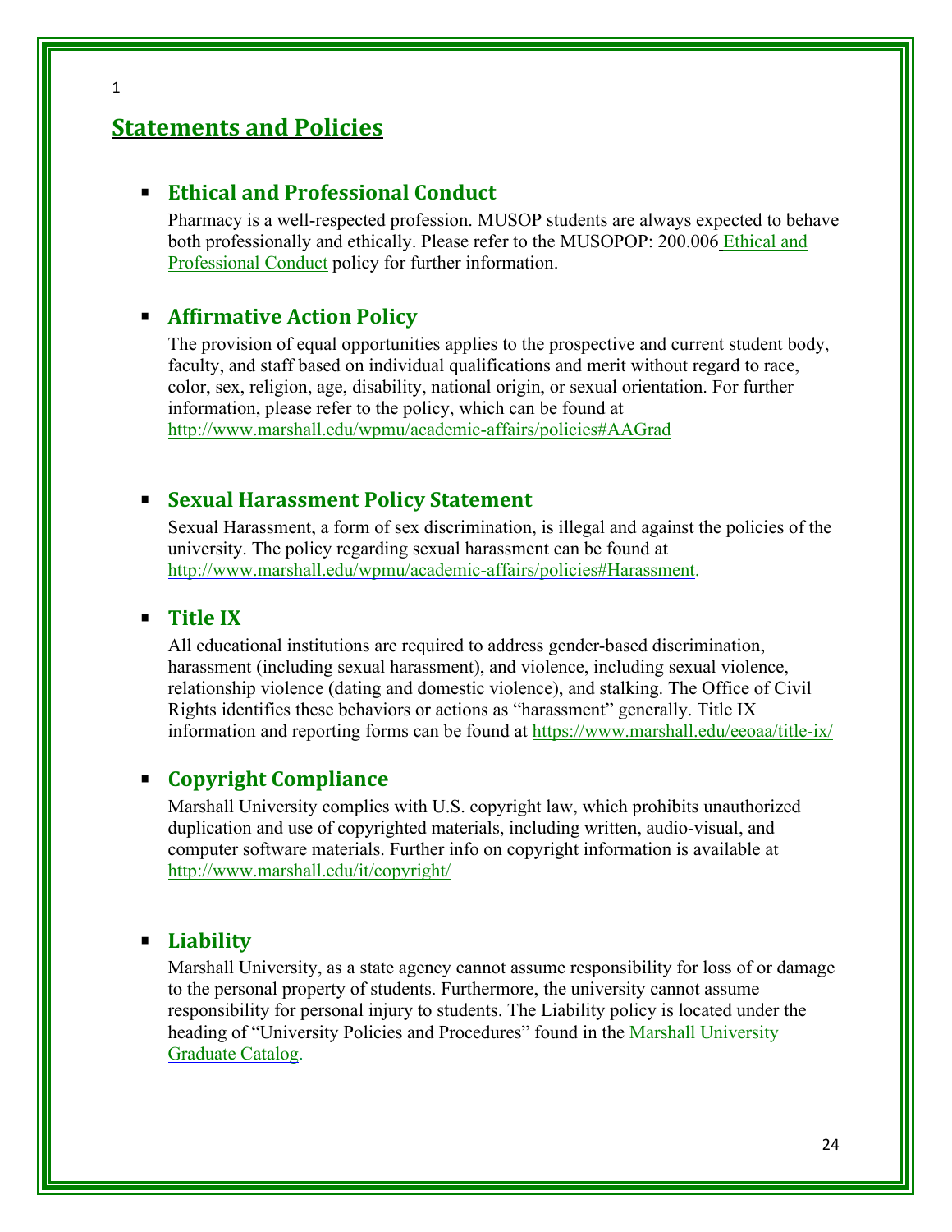## Statements and Policies

- ### Ethical and Professional Conduct

  Pharmacy is a well-respected profession. MUSOP students are always expected to behave both professionally and ethically. Please refer to the MUSOPOP: 200.006 Ethical and Professional Conduct policy for further information.

- ### Affirmative Action Policy

  The provision of equal opportunities applies to the prospective and current student body, faculty, and staff based on individual qualifications and merit without regard to race, color, sex, religion, age, disability, national origin, or sexual orientation. For further information, please refer to the policy, which can be found at http://www.marshall.edu/wpmu/academic-affairs/policies#AAGrad

- ### Sexual Harassment Policy Statement

  Sexual Harassment, a form of sex discrimination, is illegal and against the policies of the university. The policy regarding sexual harassment can be found at http://www.marshall.edu/wpmu/academic-affairs/policies#Harassment.

- ### Title IX

  All educational institutions are required to address gender-based discrimination, harassment (including sexual harassment), and violence, including sexual violence, relationship violence (dating and domestic violence), and stalking. The Office of Civil Rights identifies these behaviors or actions as "harassment" generally. Title IX information and reporting forms can be found at https://www.marshall.edu/eeoaa/title-ix/

- ### Copyright Compliance

  Marshall University complies with U.S. copyright law, which prohibits unauthorized duplication and use of copyrighted materials, including written, audio-visual, and computer software materials. Further info on copyright information is available at http://www.marshall.edu/it/copyright/

- ### Liability

  Marshall University, as a state agency cannot assume responsibility for loss of or damage to the personal property of students. Furthermore, the university cannot assume responsibility for personal injury to students. The Liability policy is located under the heading of "University Policies and Procedures" found in the Marshall University Graduate Catalog.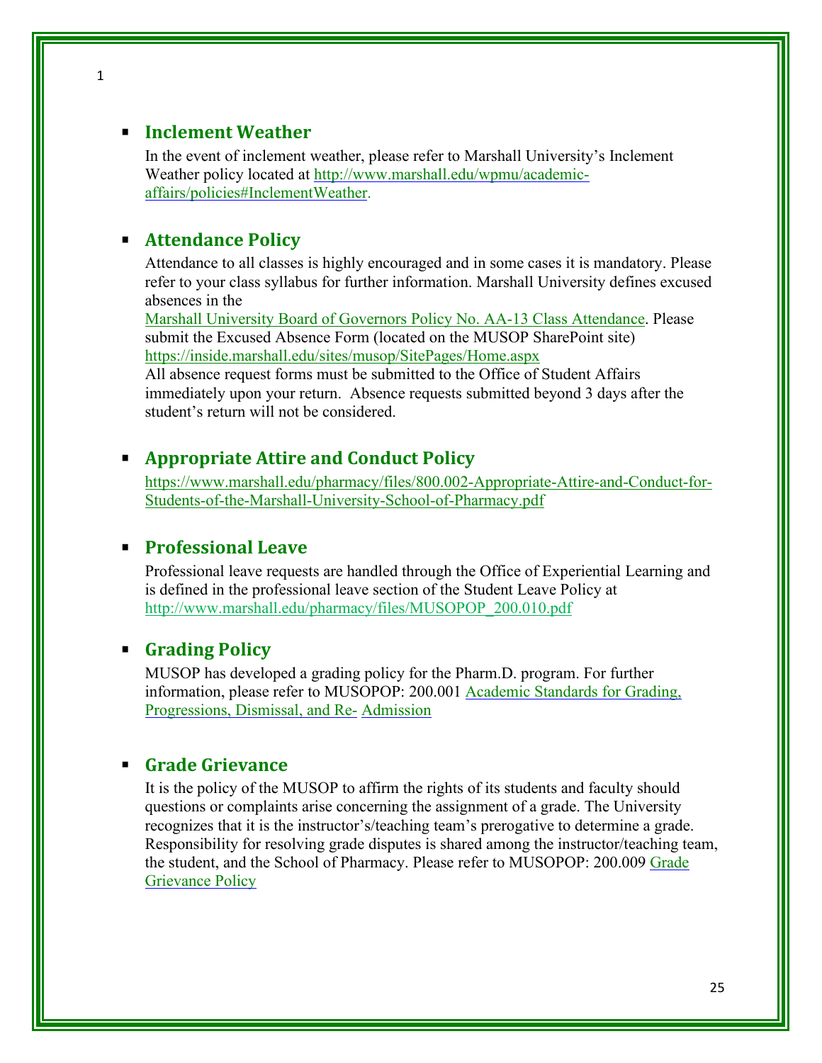- ## Inclement Weather

  In the event of inclement weather, please refer to Marshall University's Inclement Weather policy located at http://www.marshall.edu/wpmu/academic-affairs/policies#InclementWeather.

- ## Attendance Policy

  Attendance to all classes is highly encouraged and in some cases it is mandatory. Please refer to your class syllabus for further information. Marshall University defines excused absences in the Marshall University Board of Governors Policy No. AA-13 Class Attendance. Please submit the Excused Absence Form (located on the MUSOP SharePoint site) https://inside.marshall.edu/sites/musop/SitePages/Home.aspx
  All absence request forms must be submitted to the Office of Student Affairs immediately upon your return. Absence requests submitted beyond 3 days after the student's return will not be considered.

- ## Appropriate Attire and Conduct Policy

  https://www.marshall.edu/pharmacy/files/800.002-Appropriate-Attire-and-Conduct-for-Students-of-the-Marshall-University-School-of-Pharmacy.pdf

- ## Professional Leave

  Professional leave requests are handled through the Office of Experiential Learning and is defined in the professional leave section of the Student Leave Policy at http://www.marshall.edu/pharmacy/files/MUSOPOP_200.010.pdf

- ## Grading Policy

  MUSOP has developed a grading policy for the Pharm.D. program. For further information, please refer to MUSOPOP: 200.001 Academic Standards for Grading, Progressions, Dismissal, and Re- Admission

- ## Grade Grievance

  It is the policy of the MUSOP to affirm the rights of its students and faculty should questions or complaints arise concerning the assignment of a grade. The University recognizes that it is the instructor's/teaching team's prerogative to determine a grade. Responsibility for resolving grade disputes is shared among the instructor/teaching team, the student, and the School of Pharmacy. Please refer to MUSOPOP: 200.009 Grade Grievance Policy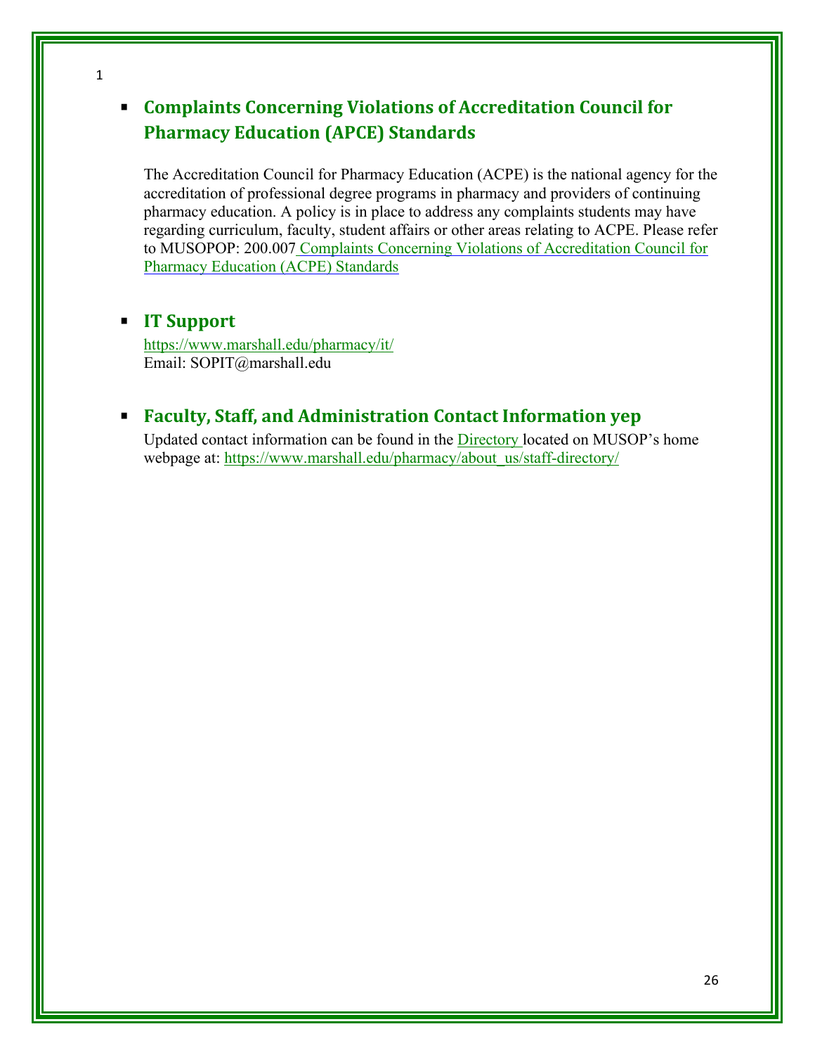1

- **Complaints Concerning Violations of Accreditation Council for Pharmacy Education (APCE) Standards**

  The Accreditation Council for Pharmacy Education (ACPE) is the national agency for the accreditation of professional degree programs in pharmacy and providers of continuing pharmacy education. A policy is in place to address any complaints students may have regarding curriculum, faculty, student affairs or other areas relating to ACPE. Please refer to MUSOPOP: 200.007 Complaints Concerning Violations of Accreditation Council for Pharmacy Education (ACPE) Standards

- **IT Support**

  https://www.marshall.edu/pharmacy/it/
  Email: SOPIT@marshall.edu

- **Faculty, Staff, and Administration Contact Information yep**

  Updated contact information can be found in the Directory located on MUSOP's home webpage at: https://www.marshall.edu/pharmacy/about_us/staff-directory/